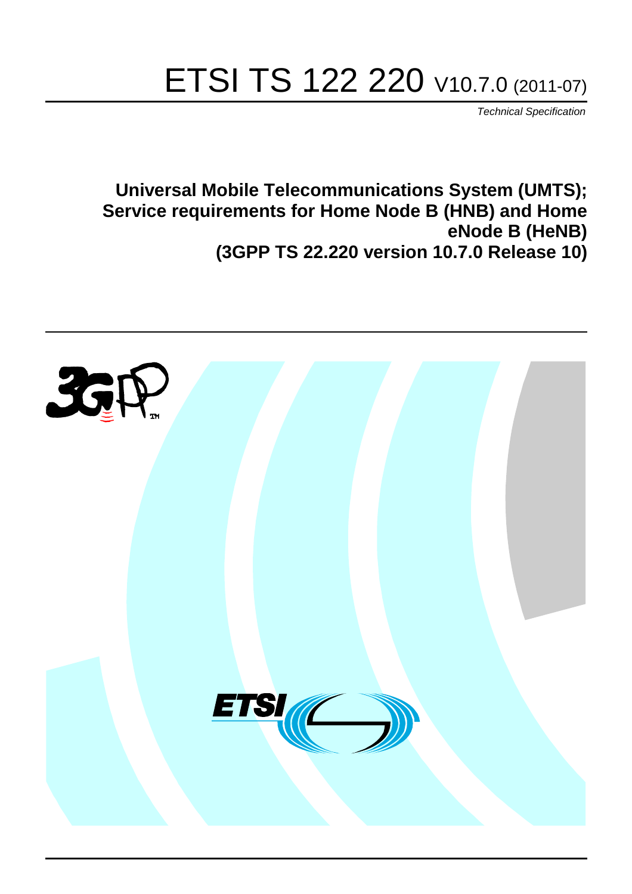# ETSI TS 122 220 V10.7.0 (2011-07)

*Technical Specification*

**Universal Mobile Telecommunications System (UMTS); Service requirements for Home Node B (HNB) and Home eNode B (HeNB) (3GPP TS 22.220 version 10.7.0 Release 10)**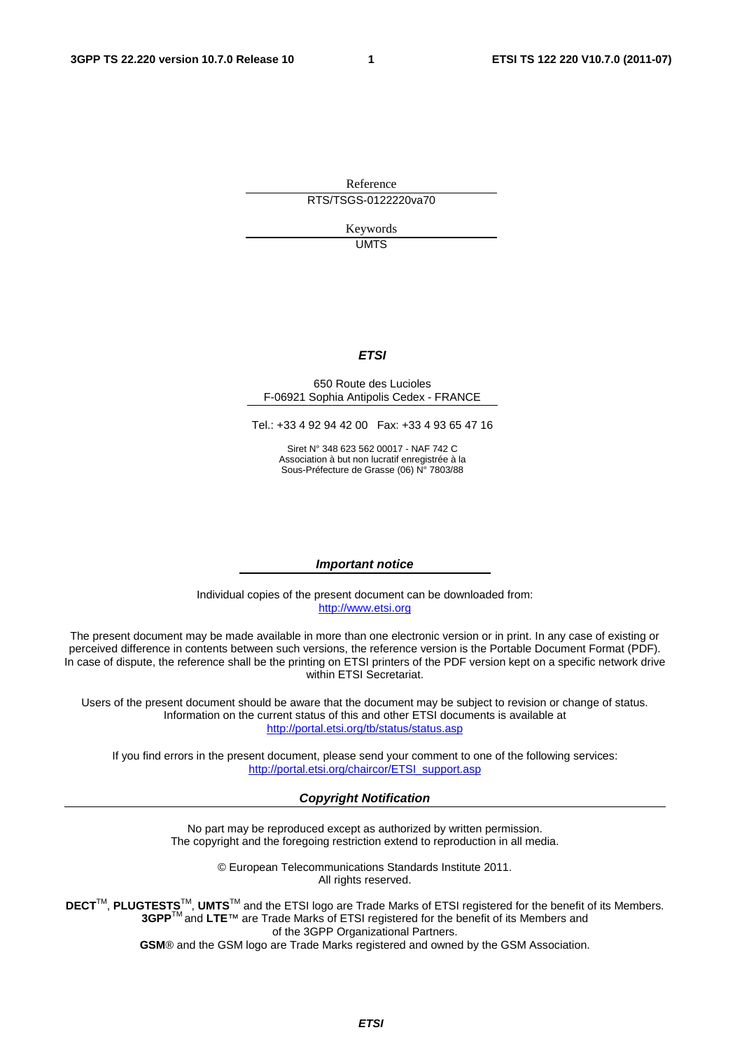Reference

RTS/TSGS-0122220va70

Keywords

UMTS

***ETSI***

650 Route des Lucioles
F-06921 Sophia Antipolis Cedex - FRANCE

Tel.: +33 4 92 94 42 00 Fax: +33 4 93 65 47 16

Siret N° 348 623 562 00017 - NAF 742 C
Association à but non lucratif enregistrée à la
Sous-Préfecture de Grasse (06) N° 7803/88

***Important notice***

Individual copies of the present document can be downloaded from:
http://www.etsi.org

The present document may be made available in more than one electronic version or in print. In any case of existing or perceived difference in contents between such versions, the reference version is the Portable Document Format (PDF). In case of dispute, the reference shall be the printing on ETSI printers of the PDF version kept on a specific network drive within ETSI Secretariat.

Users of the present document should be aware that the document may be subject to revision or change of status. Information on the current status of this and other ETSI documents is available at
http://portal.etsi.org/tb/status/status.asp

If you find errors in the present document, please send your comment to one of the following services:
http://portal.etsi.org/chaircor/ETSI_support.asp

***Copyright Notification***

No part may be reproduced except as authorized by written permission.
The copyright and the foregoing restriction extend to reproduction in all media.

© European Telecommunications Standards Institute 2011.
All rights reserved.

**DECT**™, **PLUGTESTS**™, **UMTS**™ and the ETSI logo are Trade Marks of ETSI registered for the benefit of its Members.
**3GPP**™ and **LTE**™ are Trade Marks of ETSI registered for the benefit of its Members and of the 3GPP Organizational Partners.
**GSM**® and the GSM logo are Trade Marks registered and owned by the GSM Association.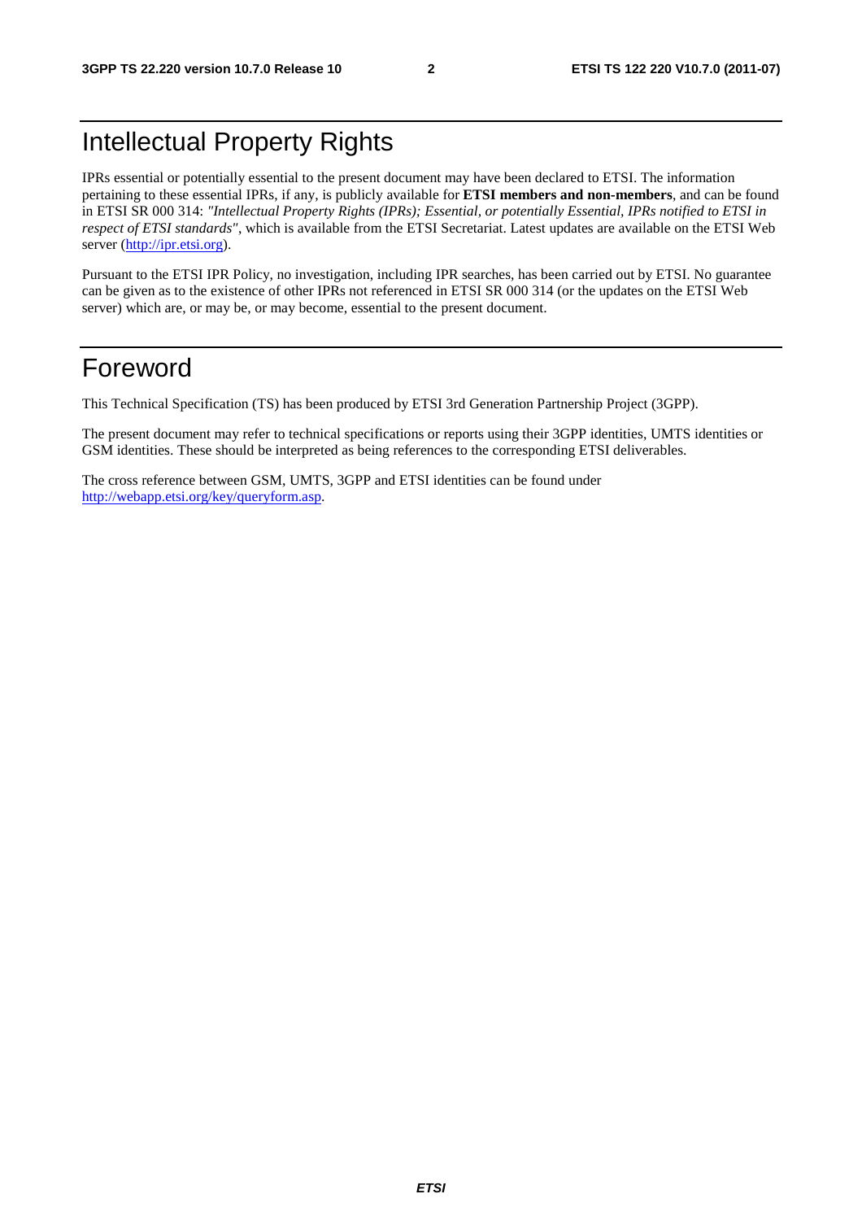# Intellectual Property Rights

IPRs essential or potentially essential to the present document may have been declared to ETSI. The information pertaining to these essential IPRs, if any, is publicly available for **ETSI members and non-members**, and can be found in ETSI SR 000 314: *"Intellectual Property Rights (IPRs); Essential, or potentially Essential, IPRs notified to ETSI in respect of ETSI standards"*, which is available from the ETSI Secretariat. Latest updates are available on the ETSI Web server (http://ipr.etsi.org).

Pursuant to the ETSI IPR Policy, no investigation, including IPR searches, has been carried out by ETSI. No guarantee can be given as to the existence of other IPRs not referenced in ETSI SR 000 314 (or the updates on the ETSI Web server) which are, or may be, or may become, essential to the present document.

# Foreword

This Technical Specification (TS) has been produced by ETSI 3rd Generation Partnership Project (3GPP).

The present document may refer to technical specifications or reports using their 3GPP identities, UMTS identities or GSM identities. These should be interpreted as being references to the corresponding ETSI deliverables.

The cross reference between GSM, UMTS, 3GPP and ETSI identities can be found under http://webapp.etsi.org/key/queryform.asp.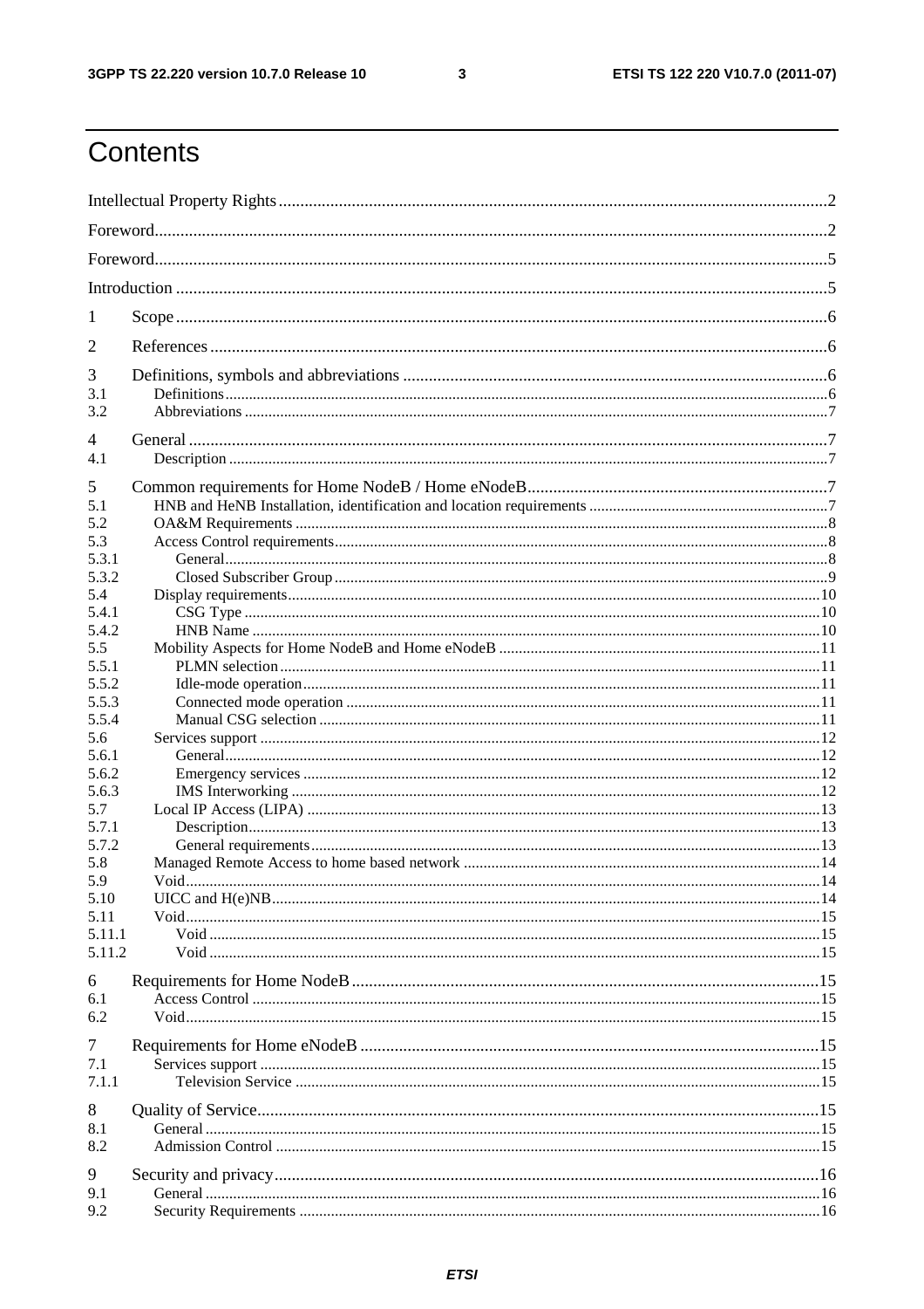# Contents

Intellectual Property Rights ..... 2
Foreword ..... 2
Foreword ..... 5
Introduction ..... 5

1 Scope ..... 6

2 References ..... 6

3 Definitions, symbols and abbreviations ..... 6
3.1 Definitions ..... 6
3.2 Abbreviations ..... 7

4 General ..... 7
4.1 Description ..... 7

5 Common requirements for Home NodeB / Home eNodeB ..... 7
5.1 HNB and HeNB Installation, identification and location requirements ..... 7
5.2 OA&M Requirements ..... 8
5.3 Access Control requirements ..... 8
5.3.1 General ..... 8
5.3.2 Closed Subscriber Group ..... 9
5.4 Display requirements ..... 10
5.4.1 CSG Type ..... 10
5.4.2 HNB Name ..... 10
5.5 Mobility Aspects for Home NodeB and Home eNodeB ..... 11
5.5.1 PLMN selection ..... 11
5.5.2 Idle-mode operation ..... 11
5.5.3 Connected mode operation ..... 11
5.5.4 Manual CSG selection ..... 11
5.6 Services support ..... 12
5.6.1 General ..... 12
5.6.2 Emergency services ..... 12
5.6.3 IMS Interworking ..... 12
5.7 Local IP Access (LIPA) ..... 13
5.7.1 Description ..... 13
5.7.2 General requirements ..... 13
5.8 Managed Remote Access to home based network ..... 14
5.9 Void ..... 14
5.10 UICC and H(e)NB ..... 14
5.11 Void ..... 15
5.11.1 Void ..... 15
5.11.2 Void ..... 15

6 Requirements for Home NodeB ..... 15
6.1 Access Control ..... 15
6.2 Void ..... 15

7 Requirements for Home eNodeB ..... 15
7.1 Services support ..... 15
7.1.1 Television Service ..... 15

8 Quality of Service ..... 15
8.1 General ..... 15
8.2 Admission Control ..... 15

9 Security and privacy ..... 16
9.1 General ..... 16
9.2 Security Requirements ..... 16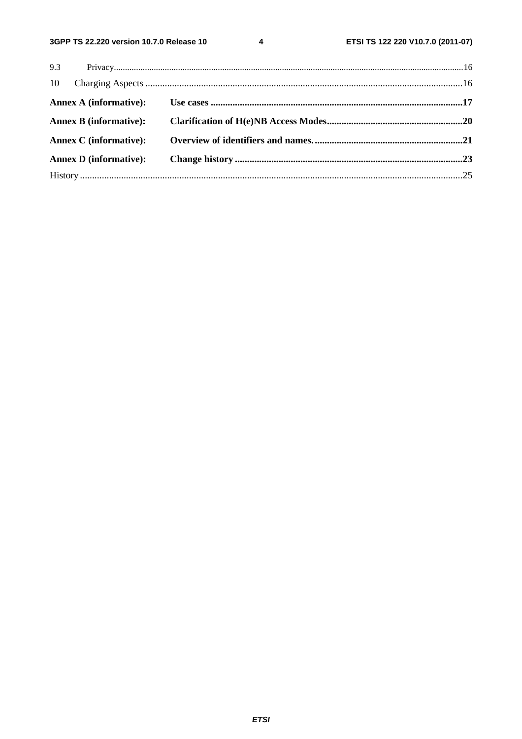9.3 Privacy .....16

10 Charging Aspects .....16

**Annex A (informative): Use cases .....17**

**Annex B (informative): Clarification of H(e)NB Access Modes .....20**

**Annex C (informative): Overview of identifiers and names. .....21**

**Annex D (informative): Change history .....23**

History .....25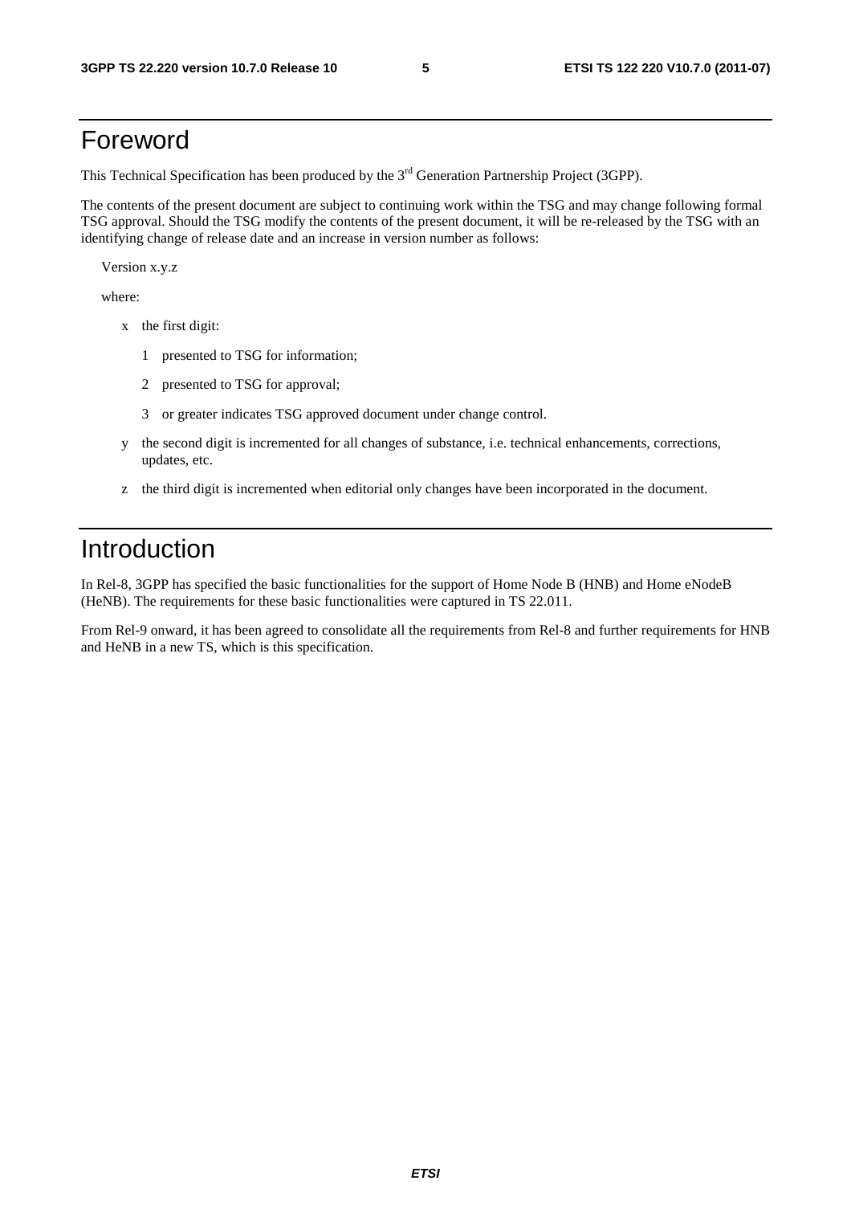# Foreword

This Technical Specification has been produced by the 3rd Generation Partnership Project (3GPP).

The contents of the present document are subject to continuing work within the TSG and may change following formal TSG approval. Should the TSG modify the contents of the present document, it will be re-released by the TSG with an identifying change of release date and an increase in version number as follows:

Version x.y.z

where:

- x the first digit:
  - 1 presented to TSG for information;
  - 2 presented to TSG for approval;
  - 3 or greater indicates TSG approved document under change control.
- y the second digit is incremented for all changes of substance, i.e. technical enhancements, corrections, updates, etc.
- z the third digit is incremented when editorial only changes have been incorporated in the document.

# Introduction

In Rel-8, 3GPP has specified the basic functionalities for the support of Home Node B (HNB) and Home eNodeB (HeNB). The requirements for these basic functionalities were captured in TS 22.011.

From Rel-9 onward, it has been agreed to consolidate all the requirements from Rel-8 and further requirements for HNB and HeNB in a new TS, which is this specification.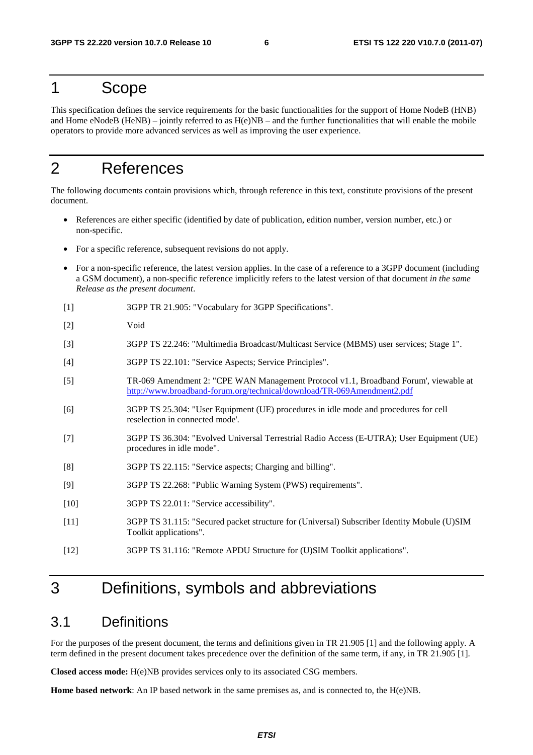# 1 Scope

This specification defines the service requirements for the basic functionalities for the support of Home NodeB (HNB) and Home eNodeB (HeNB) – jointly referred to as H(e)NB – and the further functionalities that will enable the mobile operators to provide more advanced services as well as improving the user experience.

# 2 References

The following documents contain provisions which, through reference in this text, constitute provisions of the present document.

- References are either specific (identified by date of publication, edition number, version number, etc.) or non-specific.
- For a specific reference, subsequent revisions do not apply.
- For a non-specific reference, the latest version applies. In the case of a reference to a 3GPP document (including a GSM document), a non-specific reference implicitly refers to the latest version of that document *in the same Release as the present document*.

[1] 3GPP TR 21.905: "Vocabulary for 3GPP Specifications".

[2] Void

[3] 3GPP TS 22.246: "Multimedia Broadcast/Multicast Service (MBMS) user services; Stage 1".

[4] 3GPP TS 22.101: "Service Aspects; Service Principles".

[5] TR-069 Amendment 2: "CPE WAN Management Protocol v1.1, Broadband Forum', viewable at http://www.broadband-forum.org/technical/download/TR-069Amendment2.pdf

[6] 3GPP TS 25.304: "User Equipment (UE) procedures in idle mode and procedures for cell reselection in connected mode'.

[7] 3GPP TS 36.304: "Evolved Universal Terrestrial Radio Access (E-UTRA); User Equipment (UE) procedures in idle mode".

[8] 3GPP TS 22.115: "Service aspects; Charging and billing".

[9] 3GPP TS 22.268: "Public Warning System (PWS) requirements".

[10] 3GPP TS 22.011: "Service accessibility".

[11] 3GPP TS 31.115: "Secured packet structure for (Universal) Subscriber Identity Mobule (U)SIM Toolkit applications".

[12] 3GPP TS 31.116: "Remote APDU Structure for (U)SIM Toolkit applications".

# 3 Definitions, symbols and abbreviations

## 3.1 Definitions

For the purposes of the present document, the terms and definitions given in TR 21.905 [1] and the following apply. A term defined in the present document takes precedence over the definition of the same term, if any, in TR 21.905 [1].

**Closed access mode:** H(e)NB provides services only to its associated CSG members.

**Home based network**: An IP based network in the same premises as, and is connected to, the H(e)NB.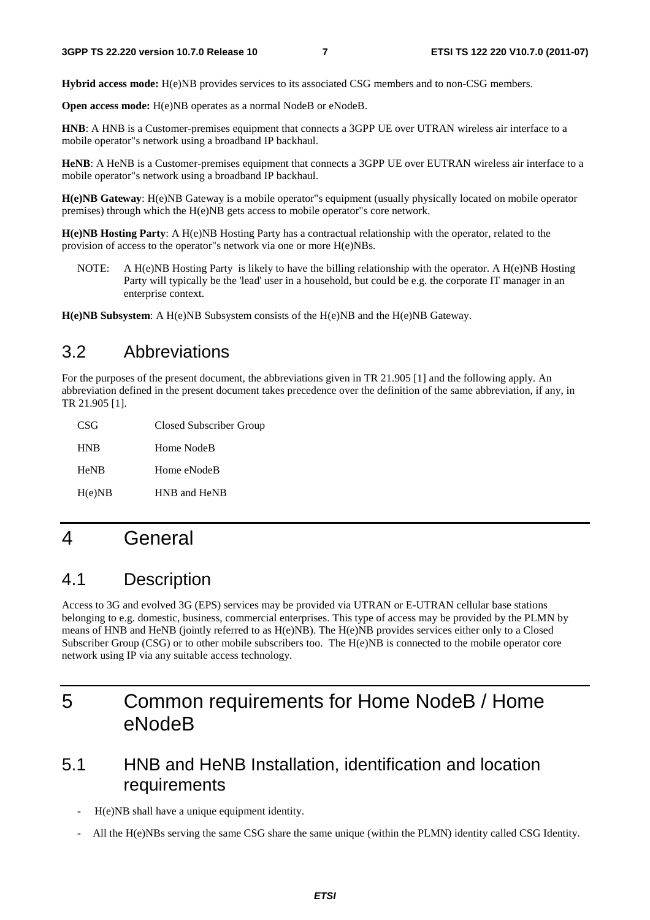**Hybrid access mode:** H(e)NB provides services to its associated CSG members and to non-CSG members.

**Open access mode:** H(e)NB operates as a normal NodeB or eNodeB.

**HNB**: A HNB is a Customer-premises equipment that connects a 3GPP UE over UTRAN wireless air interface to a mobile operator"s network using a broadband IP backhaul.

**HeNB**: A HeNB is a Customer-premises equipment that connects a 3GPP UE over EUTRAN wireless air interface to a mobile operator"s network using a broadband IP backhaul.

**H(e)NB Gateway**: H(e)NB Gateway is a mobile operator"s equipment (usually physically located on mobile operator premises) through which the H(e)NB gets access to mobile operator"s core network.

**H(e)NB Hosting Party**: A H(e)NB Hosting Party has a contractual relationship with the operator, related to the provision of access to the operator"s network via one or more H(e)NBs.

NOTE: A H(e)NB Hosting Party is likely to have the billing relationship with the operator. A H(e)NB Hosting Party will typically be the 'lead' user in a household, but could be e.g. the corporate IT manager in an enterprise context.

**H(e)NB Subsystem**: A H(e)NB Subsystem consists of the H(e)NB and the H(e)NB Gateway.

## 3.2 Abbreviations

For the purposes of the present document, the abbreviations given in TR 21.905 [1] and the following apply. An abbreviation defined in the present document takes precedence over the definition of the same abbreviation, if any, in TR 21.905 [1].

CSG Closed Subscriber Group

HNB Home NodeB

HeNB Home eNodeB

H(e)NB HNB and HeNB

# 4 General

## 4.1 Description

Access to 3G and evolved 3G (EPS) services may be provided via UTRAN or E-UTRAN cellular base stations belonging to e.g. domestic, business, commercial enterprises. This type of access may be provided by the PLMN by means of HNB and HeNB (jointly referred to as H(e)NB). The H(e)NB provides services either only to a Closed Subscriber Group (CSG) or to other mobile subscribers too. The H(e)NB is connected to the mobile operator core network using IP via any suitable access technology.

# 5 Common requirements for Home NodeB / Home eNodeB

## 5.1 HNB and HeNB Installation, identification and location requirements

- H(e)NB shall have a unique equipment identity.
- All the H(e)NBs serving the same CSG share the same unique (within the PLMN) identity called CSG Identity.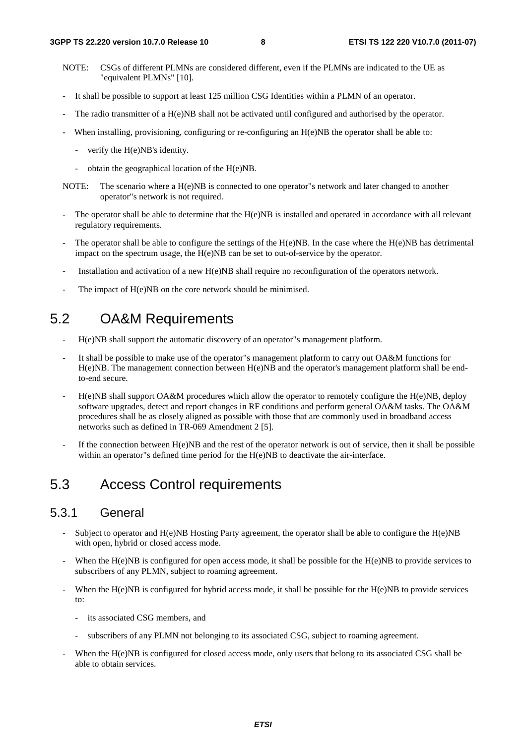NOTE: CSGs of different PLMNs are considered different, even if the PLMNs are indicated to the UE as "equivalent PLMNs" [10].

- It shall be possible to support at least 125 million CSG Identities within a PLMN of an operator.
- The radio transmitter of a H(e)NB shall not be activated until configured and authorised by the operator.
- When installing, provisioning, configuring or re-configuring an H(e)NB the operator shall be able to:
    - verify the H(e)NB's identity.
    - obtain the geographical location of the H(e)NB.

NOTE: The scenario where a H(e)NB is connected to one operator"s network and later changed to another operator"s network is not required.

- The operator shall be able to determine that the H(e)NB is installed and operated in accordance with all relevant regulatory requirements.
- The operator shall be able to configure the settings of the H(e)NB. In the case where the H(e)NB has detrimental impact on the spectrum usage, the H(e)NB can be set to out-of-service by the operator.
- Installation and activation of a new H(e)NB shall require no reconfiguration of the operators network.
- The impact of H(e)NB on the core network should be minimised.

## 5.2 OA&M Requirements

- H(e)NB shall support the automatic discovery of an operator"s management platform.
- It shall be possible to make use of the operator"s management platform to carry out OA&M functions for H(e)NB. The management connection between H(e)NB and the operator's management platform shall be end-to-end secure.
- H(e)NB shall support OA&M procedures which allow the operator to remotely configure the H(e)NB, deploy software upgrades, detect and report changes in RF conditions and perform general OA&M tasks. The OA&M procedures shall be as closely aligned as possible with those that are commonly used in broadband access networks such as defined in TR-069 Amendment 2 [5].
- If the connection between H(e)NB and the rest of the operator network is out of service, then it shall be possible within an operator"s defined time period for the H(e)NB to deactivate the air-interface.

## 5.3 Access Control requirements

### 5.3.1 General

- Subject to operator and H(e)NB Hosting Party agreement, the operator shall be able to configure the H(e)NB with open, hybrid or closed access mode.
- When the H(e)NB is configured for open access mode, it shall be possible for the H(e)NB to provide services to subscribers of any PLMN, subject to roaming agreement.
- When the H(e)NB is configured for hybrid access mode, it shall be possible for the H(e)NB to provide services to:
    - its associated CSG members, and
    - subscribers of any PLMN not belonging to its associated CSG, subject to roaming agreement.
- When the H(e)NB is configured for closed access mode, only users that belong to its associated CSG shall be able to obtain services.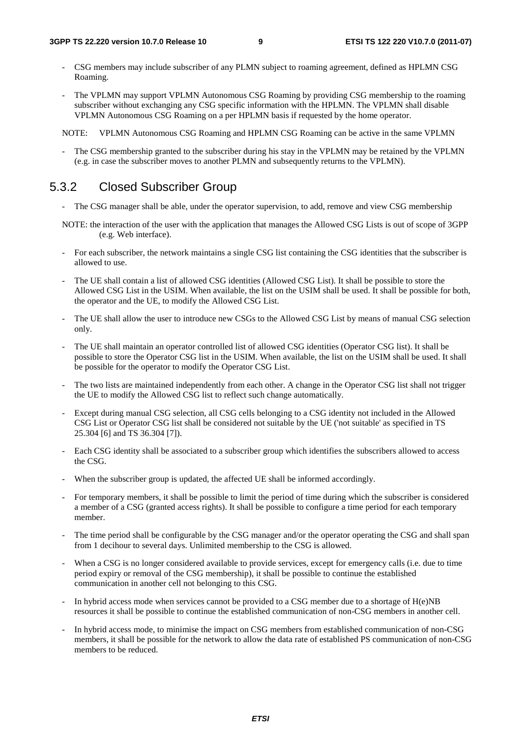- CSG members may include subscriber of any PLMN subject to roaming agreement, defined as HPLMN CSG Roaming.
- The VPLMN may support VPLMN Autonomous CSG Roaming by providing CSG membership to the roaming subscriber without exchanging any CSG specific information with the HPLMN. The VPLMN shall disable VPLMN Autonomous CSG Roaming on a per HPLMN basis if requested by the home operator.

NOTE: VPLMN Autonomous CSG Roaming and HPLMN CSG Roaming can be active in the same VPLMN

- The CSG membership granted to the subscriber during his stay in the VPLMN may be retained by the VPLMN (e.g. in case the subscriber moves to another PLMN and subsequently returns to the VPLMN).

### 5.3.2 Closed Subscriber Group

- The CSG manager shall be able, under the operator supervision, to add, remove and view CSG membership

NOTE: the interaction of the user with the application that manages the Allowed CSG Lists is out of scope of 3GPP (e.g. Web interface).

- For each subscriber, the network maintains a single CSG list containing the CSG identities that the subscriber is allowed to use.
- The UE shall contain a list of allowed CSG identities (Allowed CSG List). It shall be possible to store the Allowed CSG List in the USIM. When available, the list on the USIM shall be used. It shall be possible for both, the operator and the UE, to modify the Allowed CSG List.
- The UE shall allow the user to introduce new CSGs to the Allowed CSG List by means of manual CSG selection only.
- The UE shall maintain an operator controlled list of allowed CSG identities (Operator CSG list). It shall be possible to store the Operator CSG list in the USIM. When available, the list on the USIM shall be used. It shall be possible for the operator to modify the Operator CSG List.
- The two lists are maintained independently from each other. A change in the Operator CSG list shall not trigger the UE to modify the Allowed CSG list to reflect such change automatically.
- Except during manual CSG selection, all CSG cells belonging to a CSG identity not included in the Allowed CSG List or Operator CSG list shall be considered not suitable by the UE ('not suitable' as specified in TS 25.304 [6] and TS 36.304 [7]).
- Each CSG identity shall be associated to a subscriber group which identifies the subscribers allowed to access the CSG.
- When the subscriber group is updated, the affected UE shall be informed accordingly.
- For temporary members, it shall be possible to limit the period of time during which the subscriber is considered a member of a CSG (granted access rights). It shall be possible to configure a time period for each temporary member.
- The time period shall be configurable by the CSG manager and/or the operator operating the CSG and shall span from 1 decihour to several days. Unlimited membership to the CSG is allowed.
- When a CSG is no longer considered available to provide services, except for emergency calls (i.e. due to time period expiry or removal of the CSG membership), it shall be possible to continue the established communication in another cell not belonging to this CSG.
- In hybrid access mode when services cannot be provided to a CSG member due to a shortage of H(e)NB resources it shall be possible to continue the established communication of non-CSG members in another cell.
- In hybrid access mode, to minimise the impact on CSG members from established communication of non-CSG members, it shall be possible for the network to allow the data rate of established PS communication of non-CSG members to be reduced.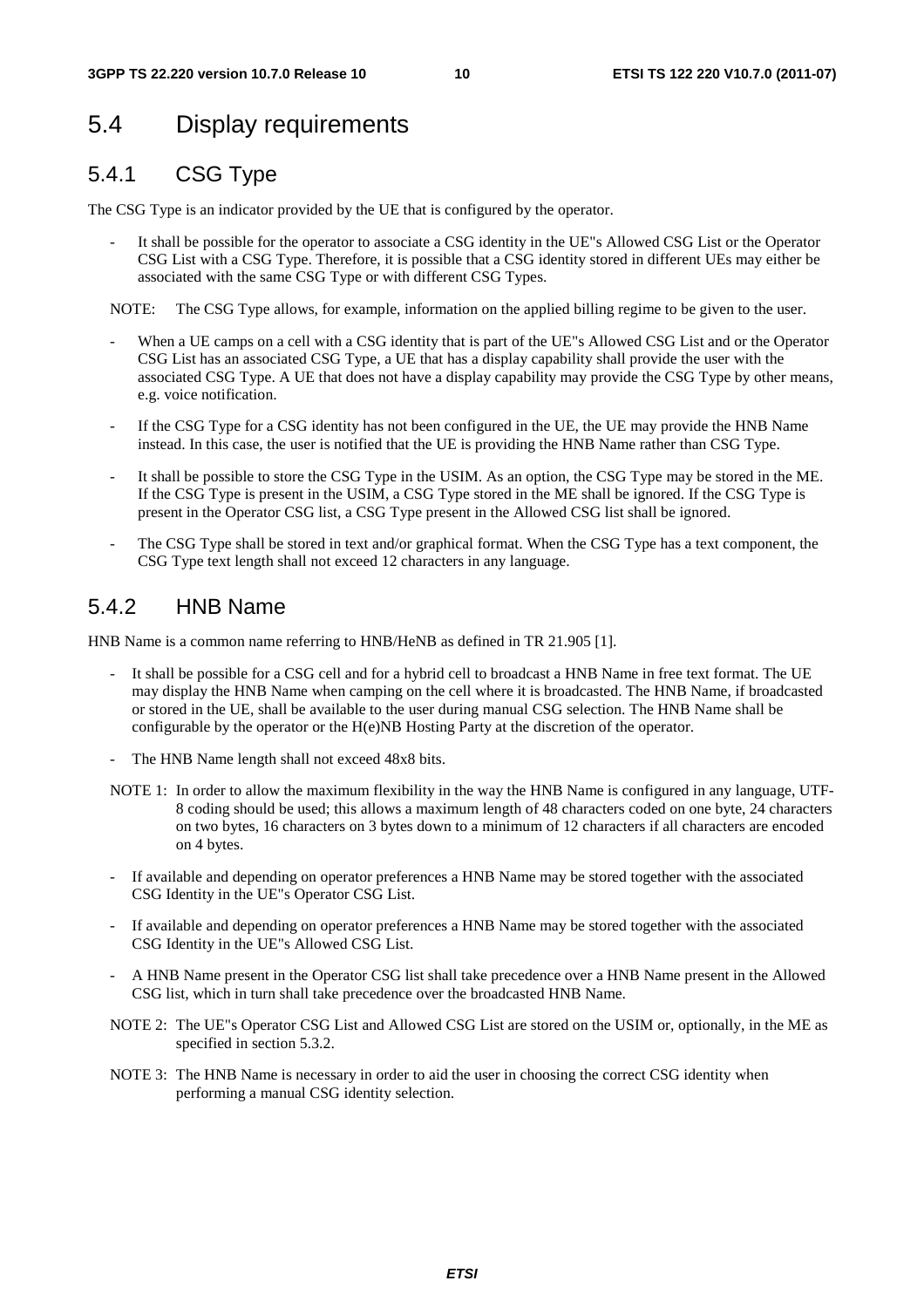## 5.4 Display requirements

### 5.4.1 CSG Type

The CSG Type is an indicator provided by the UE that is configured by the operator.

- It shall be possible for the operator to associate a CSG identity in the UE"s Allowed CSG List or the Operator CSG List with a CSG Type. Therefore, it is possible that a CSG identity stored in different UEs may either be associated with the same CSG Type or with different CSG Types.

NOTE: The CSG Type allows, for example, information on the applied billing regime to be given to the user.

- When a UE camps on a cell with a CSG identity that is part of the UE"s Allowed CSG List and or the Operator CSG List has an associated CSG Type, a UE that has a display capability shall provide the user with the associated CSG Type. A UE that does not have a display capability may provide the CSG Type by other means, e.g. voice notification.
- If the CSG Type for a CSG identity has not been configured in the UE, the UE may provide the HNB Name instead. In this case, the user is notified that the UE is providing the HNB Name rather than CSG Type.
- It shall be possible to store the CSG Type in the USIM. As an option, the CSG Type may be stored in the ME. If the CSG Type is present in the USIM, a CSG Type stored in the ME shall be ignored. If the CSG Type is present in the Operator CSG list, a CSG Type present in the Allowed CSG list shall be ignored.
- The CSG Type shall be stored in text and/or graphical format. When the CSG Type has a text component, the CSG Type text length shall not exceed 12 characters in any language.

### 5.4.2 HNB Name

HNB Name is a common name referring to HNB/HeNB as defined in TR 21.905 [1].

- It shall be possible for a CSG cell and for a hybrid cell to broadcast a HNB Name in free text format. The UE may display the HNB Name when camping on the cell where it is broadcasted. The HNB Name, if broadcasted or stored in the UE, shall be available to the user during manual CSG selection. The HNB Name shall be configurable by the operator or the H(e)NB Hosting Party at the discretion of the operator.
- The HNB Name length shall not exceed 48x8 bits.

NOTE 1: In order to allow the maximum flexibility in the way the HNB Name is configured in any language, UTF-8 coding should be used; this allows a maximum length of 48 characters coded on one byte, 24 characters on two bytes, 16 characters on 3 bytes down to a minimum of 12 characters if all characters are encoded on 4 bytes.

- If available and depending on operator preferences a HNB Name may be stored together with the associated CSG Identity in the UE"s Operator CSG List.
- If available and depending on operator preferences a HNB Name may be stored together with the associated CSG Identity in the UE"s Allowed CSG List.
- A HNB Name present in the Operator CSG list shall take precedence over a HNB Name present in the Allowed CSG list, which in turn shall take precedence over the broadcasted HNB Name.

NOTE 2: The UE"s Operator CSG List and Allowed CSG List are stored on the USIM or, optionally, in the ME as specified in section 5.3.2.

NOTE 3: The HNB Name is necessary in order to aid the user in choosing the correct CSG identity when performing a manual CSG identity selection.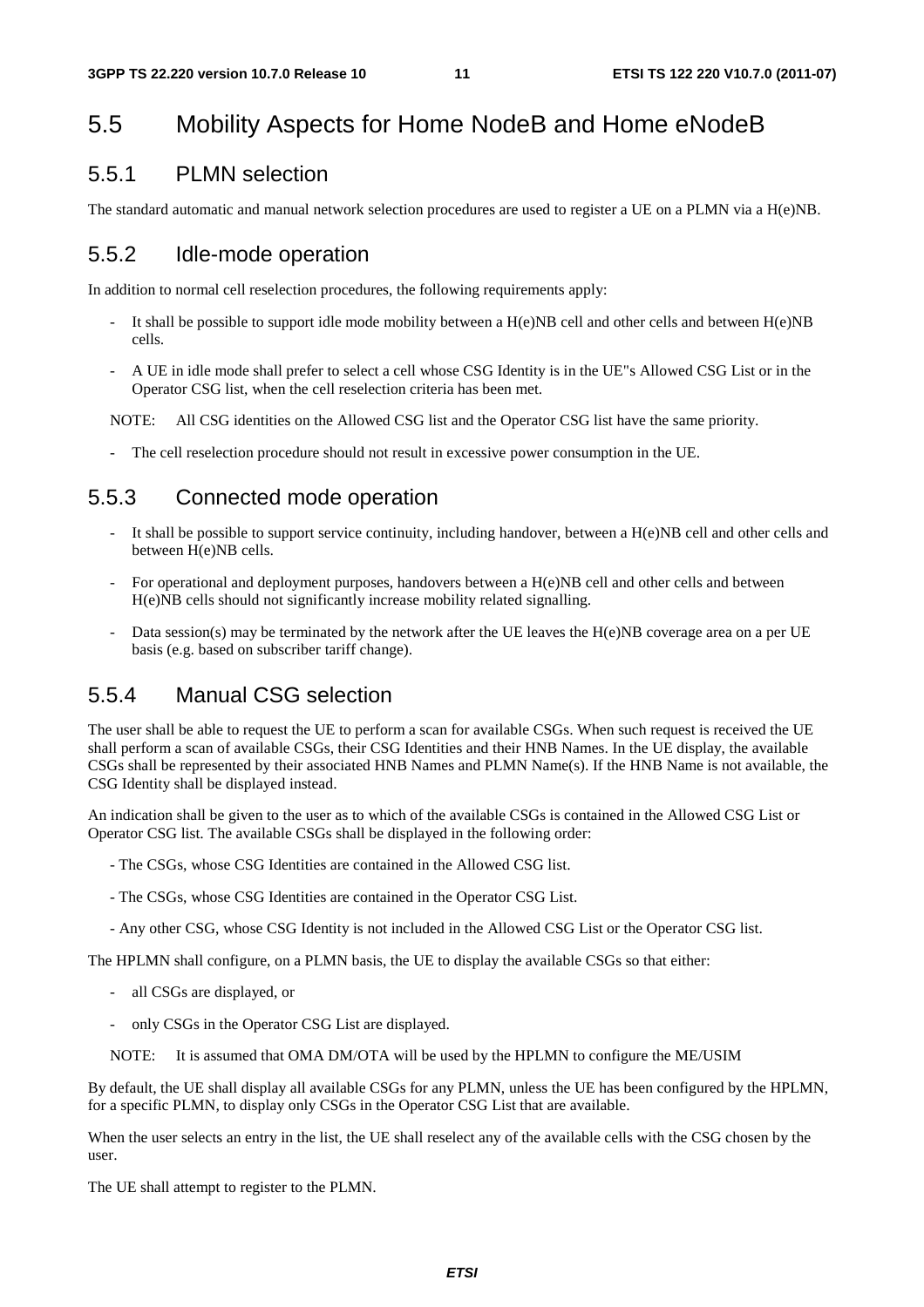## 5.5 Mobility Aspects for Home NodeB and Home eNodeB

### 5.5.1 PLMN selection

The standard automatic and manual network selection procedures are used to register a UE on a PLMN via a H(e)NB.

### 5.5.2 Idle-mode operation

In addition to normal cell reselection procedures, the following requirements apply:

- It shall be possible to support idle mode mobility between a H(e)NB cell and other cells and between H(e)NB cells.
- A UE in idle mode shall prefer to select a cell whose CSG Identity is in the UE"s Allowed CSG List or in the Operator CSG list, when the cell reselection criteria has been met.

NOTE: All CSG identities on the Allowed CSG list and the Operator CSG list have the same priority.

- The cell reselection procedure should not result in excessive power consumption in the UE.

### 5.5.3 Connected mode operation

- It shall be possible to support service continuity, including handover, between a H(e)NB cell and other cells and between H(e)NB cells.
- For operational and deployment purposes, handovers between a H(e)NB cell and other cells and between H(e)NB cells should not significantly increase mobility related signalling.
- Data session(s) may be terminated by the network after the UE leaves the H(e)NB coverage area on a per UE basis (e.g. based on subscriber tariff change).

### 5.5.4 Manual CSG selection

The user shall be able to request the UE to perform a scan for available CSGs. When such request is received the UE shall perform a scan of available CSGs, their CSG Identities and their HNB Names. In the UE display, the available CSGs shall be represented by their associated HNB Names and PLMN Name(s). If the HNB Name is not available, the CSG Identity shall be displayed instead.

An indication shall be given to the user as to which of the available CSGs is contained in the Allowed CSG List or Operator CSG list. The available CSGs shall be displayed in the following order:

- The CSGs, whose CSG Identities are contained in the Allowed CSG list.
- The CSGs, whose CSG Identities are contained in the Operator CSG List.
- Any other CSG, whose CSG Identity is not included in the Allowed CSG List or the Operator CSG list.

The HPLMN shall configure, on a PLMN basis, the UE to display the available CSGs so that either:

- all CSGs are displayed, or
- only CSGs in the Operator CSG List are displayed.

NOTE: It is assumed that OMA DM/OTA will be used by the HPLMN to configure the ME/USIM

By default, the UE shall display all available CSGs for any PLMN, unless the UE has been configured by the HPLMN, for a specific PLMN, to display only CSGs in the Operator CSG List that are available.

When the user selects an entry in the list, the UE shall reselect any of the available cells with the CSG chosen by the user.

The UE shall attempt to register to the PLMN.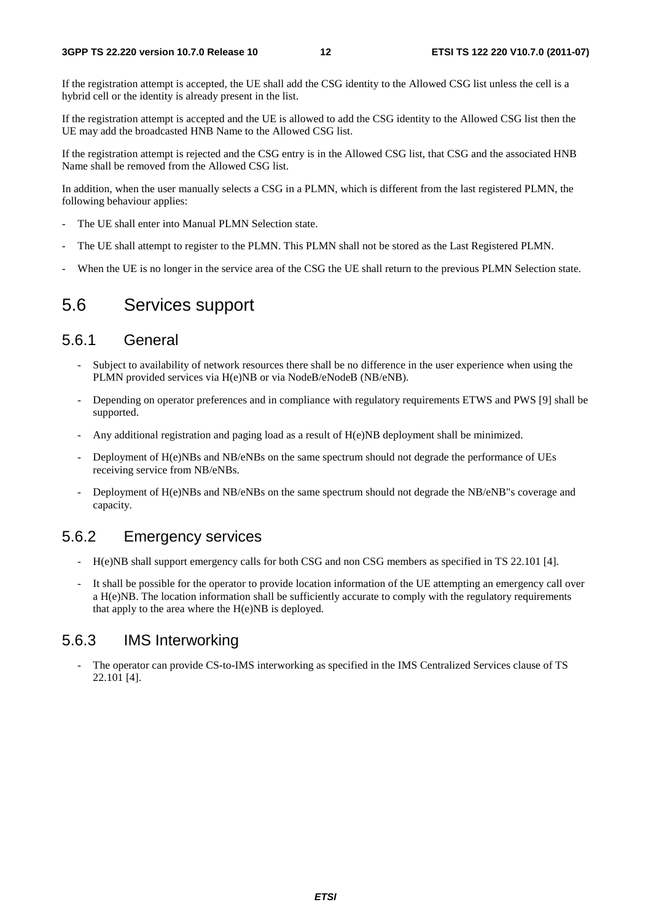If the registration attempt is accepted, the UE shall add the CSG identity to the Allowed CSG list unless the cell is a hybrid cell or the identity is already present in the list.

If the registration attempt is accepted and the UE is allowed to add the CSG identity to the Allowed CSG list then the UE may add the broadcasted HNB Name to the Allowed CSG list.

If the registration attempt is rejected and the CSG entry is in the Allowed CSG list, that CSG and the associated HNB Name shall be removed from the Allowed CSG list.

In addition, when the user manually selects a CSG in a PLMN, which is different from the last registered PLMN, the following behaviour applies:

- The UE shall enter into Manual PLMN Selection state.
- The UE shall attempt to register to the PLMN. This PLMN shall not be stored as the Last Registered PLMN.
- When the UE is no longer in the service area of the CSG the UE shall return to the previous PLMN Selection state.

## 5.6 Services support

### 5.6.1 General

- Subject to availability of network resources there shall be no difference in the user experience when using the PLMN provided services via H(e)NB or via NodeB/eNodeB (NB/eNB).
- Depending on operator preferences and in compliance with regulatory requirements ETWS and PWS [9] shall be supported.
- Any additional registration and paging load as a result of H(e)NB deployment shall be minimized.
- Deployment of H(e)NBs and NB/eNBs on the same spectrum should not degrade the performance of UEs receiving service from NB/eNBs.
- Deployment of H(e)NBs and NB/eNBs on the same spectrum should not degrade the NB/eNB"s coverage and capacity.

### 5.6.2 Emergency services

- H(e)NB shall support emergency calls for both CSG and non CSG members as specified in TS 22.101 [4].
- It shall be possible for the operator to provide location information of the UE attempting an emergency call over a H(e)NB. The location information shall be sufficiently accurate to comply with the regulatory requirements that apply to the area where the H(e)NB is deployed.

### 5.6.3 IMS Interworking

- The operator can provide CS-to-IMS interworking as specified in the IMS Centralized Services clause of TS 22.101 [4].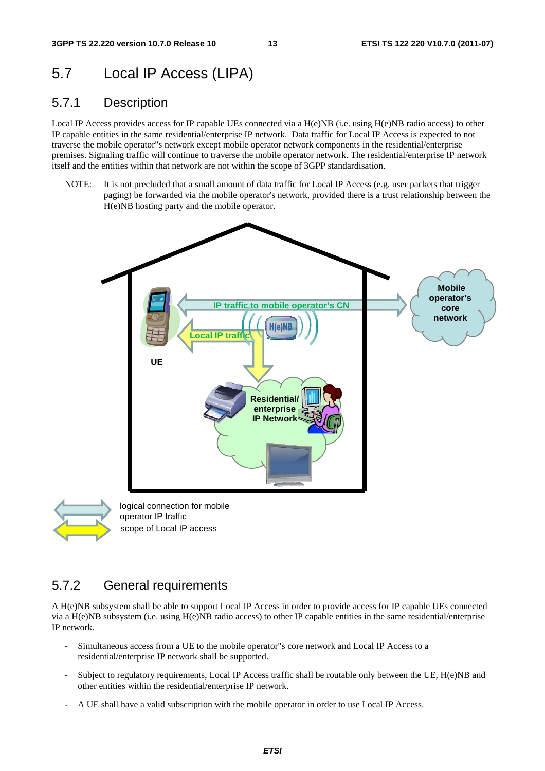## 5.7 Local IP Access (LIPA)

### 5.7.1 Description

Local IP Access provides access for IP capable UEs connected via a H(e)NB (i.e. using H(e)NB radio access) to other IP capable entities in the same residential/enterprise IP network. Data traffic for Local IP Access is expected to not traverse the mobile operator"s network except mobile operator network components in the residential/enterprise premises. Signaling traffic will continue to traverse the mobile operator network. The residential/enterprise IP network itself and the entities within that network are not within the scope of 3GPP standardisation.

NOTE: It is not precluded that a small amount of data traffic for Local IP Access (e.g. user packets that trigger paging) be forwarded via the mobile operator's network, provided there is a trust relationship between the H(e)NB hosting party and the mobile operator.

### 5.7.2 General requirements

A H(e)NB subsystem shall be able to support Local IP Access in order to provide access for IP capable UEs connected via a H(e)NB subsystem (i.e. using H(e)NB radio access) to other IP capable entities in the same residential/enterprise IP network.

- Simultaneous access from a UE to the mobile operator"s core network and Local IP Access to a residential/enterprise IP network shall be supported.
- Subject to regulatory requirements, Local IP Access traffic shall be routable only between the UE, H(e)NB and other entities within the residential/enterprise IP network.
- A UE shall have a valid subscription with the mobile operator in order to use Local IP Access.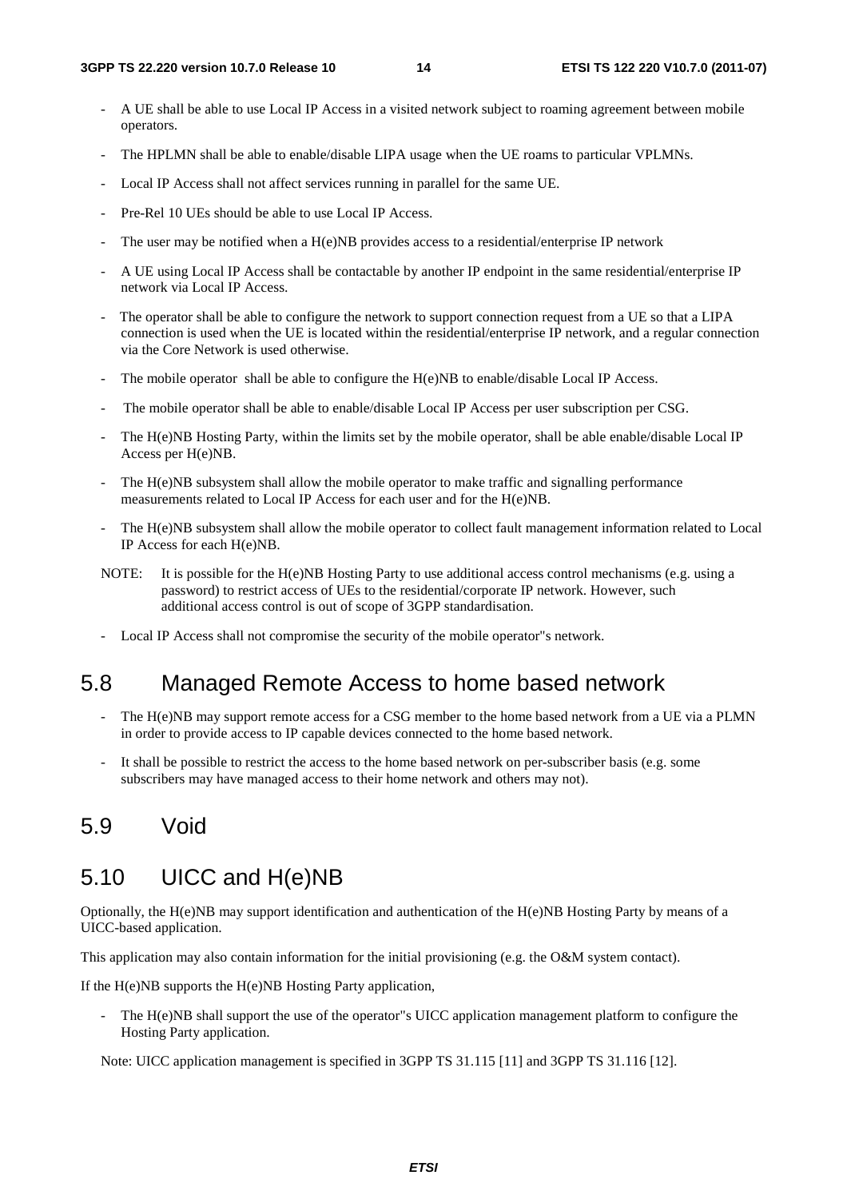- A UE shall be able to use Local IP Access in a visited network subject to roaming agreement between mobile operators.

- The HPLMN shall be able to enable/disable LIPA usage when the UE roams to particular VPLMNs.

- Local IP Access shall not affect services running in parallel for the same UE.

- Pre-Rel 10 UEs should be able to use Local IP Access.

- The user may be notified when a H(e)NB provides access to a residential/enterprise IP network

- A UE using Local IP Access shall be contactable by another IP endpoint in the same residential/enterprise IP network via Local IP Access.

- The operator shall be able to configure the network to support connection request from a UE so that a LIPA connection is used when the UE is located within the residential/enterprise IP network, and a regular connection via the Core Network is used otherwise.

- The mobile operator shall be able to configure the H(e)NB to enable/disable Local IP Access.

- The mobile operator shall be able to enable/disable Local IP Access per user subscription per CSG.

- The H(e)NB Hosting Party, within the limits set by the mobile operator, shall be able enable/disable Local IP Access per H(e)NB.

- The H(e)NB subsystem shall allow the mobile operator to make traffic and signalling performance measurements related to Local IP Access for each user and for the H(e)NB.

- The H(e)NB subsystem shall allow the mobile operator to collect fault management information related to Local IP Access for each H(e)NB.

NOTE: It is possible for the H(e)NB Hosting Party to use additional access control mechanisms (e.g. using a password) to restrict access of UEs to the residential/corporate IP network. However, such additional access control is out of scope of 3GPP standardisation.

- Local IP Access shall not compromise the security of the mobile operator"s network.

## 5.8 Managed Remote Access to home based network

- The H(e)NB may support remote access for a CSG member to the home based network from a UE via a PLMN in order to provide access to IP capable devices connected to the home based network.

- It shall be possible to restrict the access to the home based network on per-subscriber basis (e.g. some subscribers may have managed access to their home network and others may not).

## 5.9 Void

## 5.10 UICC and H(e)NB

Optionally, the H(e)NB may support identification and authentication of the H(e)NB Hosting Party by means of a UICC-based application.

This application may also contain information for the initial provisioning (e.g. the O&M system contact).

If the H(e)NB supports the H(e)NB Hosting Party application,

- The H(e)NB shall support the use of the operator"s UICC application management platform to configure the Hosting Party application.

Note: UICC application management is specified in 3GPP TS 31.115 [11] and 3GPP TS 31.116 [12].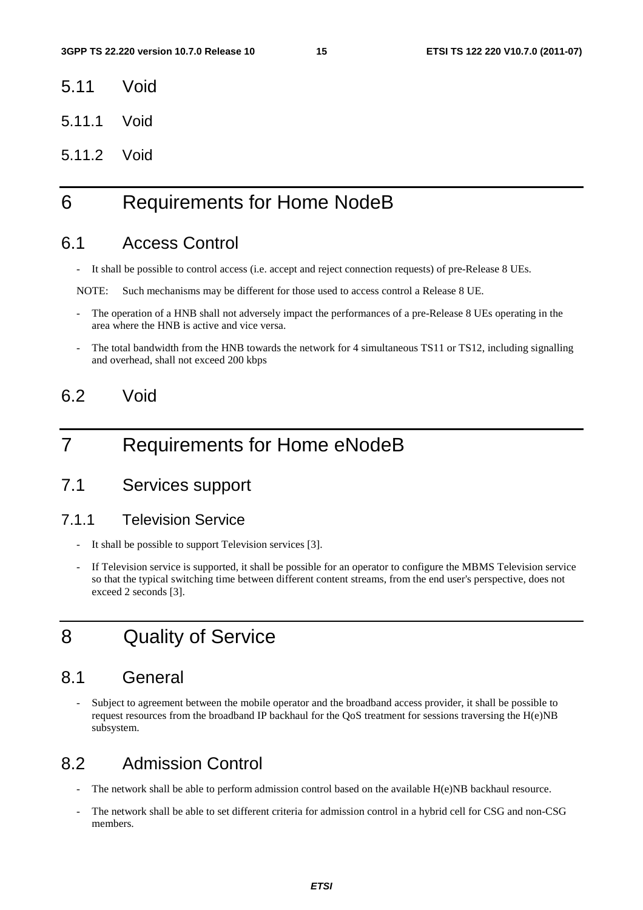## 5.11 Void

### 5.11.1 Void

### 5.11.2 Void

# 6 Requirements for Home NodeB

## 6.1 Access Control

- It shall be possible to control access (i.e. accept and reject connection requests) of pre-Release 8 UEs.

NOTE: Such mechanisms may be different for those used to access control a Release 8 UE.

- The operation of a HNB shall not adversely impact the performances of a pre-Release 8 UEs operating in the area where the HNB is active and vice versa.
- The total bandwidth from the HNB towards the network for 4 simultaneous TS11 or TS12, including signalling and overhead, shall not exceed 200 kbps

## 6.2 Void

# 7 Requirements for Home eNodeB

## 7.1 Services support

### 7.1.1 Television Service

- It shall be possible to support Television services [3].
- If Television service is supported, it shall be possible for an operator to configure the MBMS Television service so that the typical switching time between different content streams, from the end user's perspective, does not exceed 2 seconds [3].

# 8 Quality of Service

## 8.1 General

- Subject to agreement between the mobile operator and the broadband access provider, it shall be possible to request resources from the broadband IP backhaul for the QoS treatment for sessions traversing the H(e)NB subsystem.

## 8.2 Admission Control

- The network shall be able to perform admission control based on the available H(e)NB backhaul resource.
- The network shall be able to set different criteria for admission control in a hybrid cell for CSG and non-CSG members.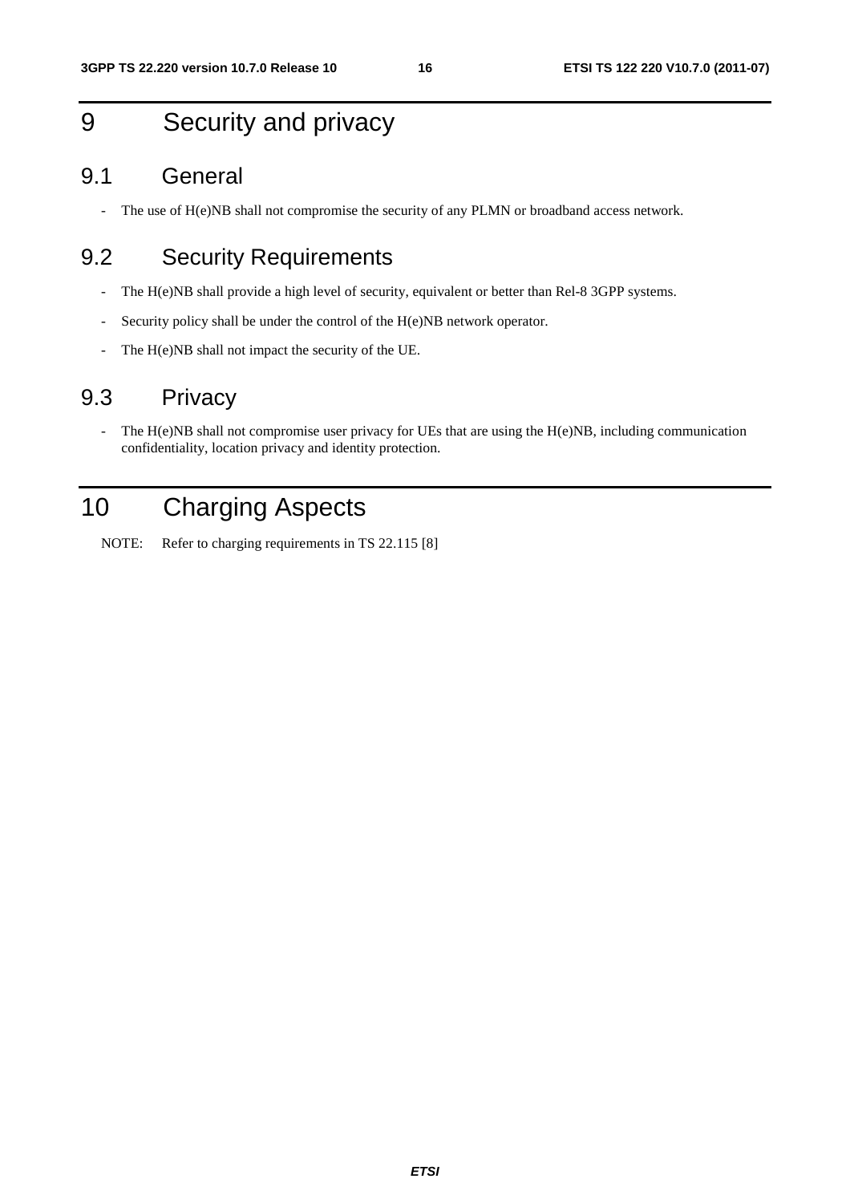# 9 Security and privacy

## 9.1 General

- The use of H(e)NB shall not compromise the security of any PLMN or broadband access network.

## 9.2 Security Requirements

- The H(e)NB shall provide a high level of security, equivalent or better than Rel-8 3GPP systems.
- Security policy shall be under the control of the H(e)NB network operator.
- The H(e)NB shall not impact the security of the UE.

## 9.3 Privacy

- The H(e)NB shall not compromise user privacy for UEs that are using the H(e)NB, including communication confidentiality, location privacy and identity protection.

# 10 Charging Aspects

NOTE: Refer to charging requirements in TS 22.115 [8]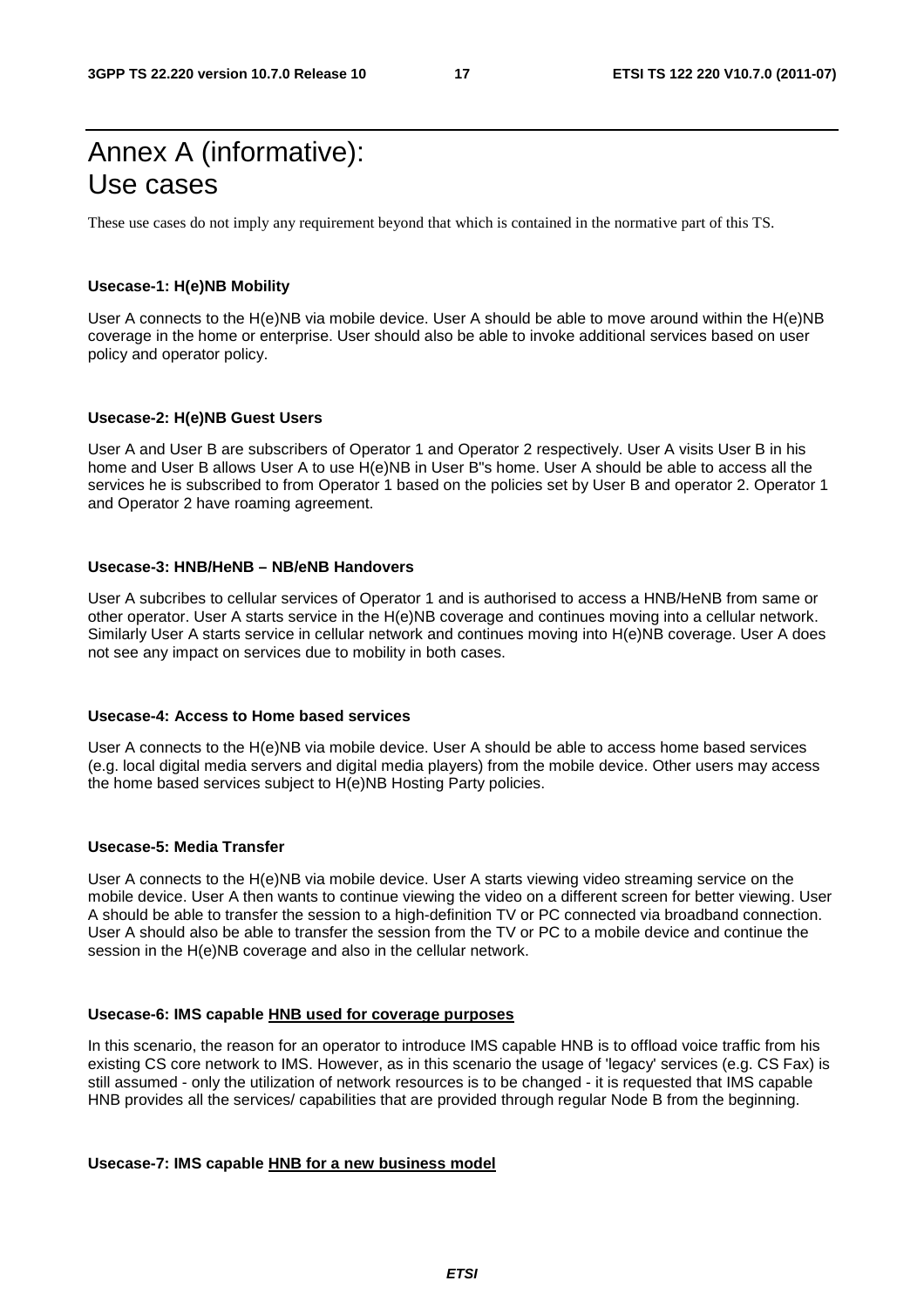# Annex A (informative): Use cases

These use cases do not imply any requirement beyond that which is contained in the normative part of this TS.

**Usecase-1: H(e)NB Mobility**

User A connects to the H(e)NB via mobile device. User A should be able to move around within the H(e)NB coverage in the home or enterprise. User should also be able to invoke additional services based on user policy and operator policy.

**Usecase-2: H(e)NB Guest Users**

User A and User B are subscribers of Operator 1 and Operator 2 respectively. User A visits User B in his home and User B allows User A to use H(e)NB in User B"s home. User A should be able to access all the services he is subscribed to from Operator 1 based on the policies set by User B and operator 2. Operator 1 and Operator 2 have roaming agreement.

**Usecase-3: HNB/HeNB – NB/eNB Handovers**

User A subcribes to cellular services of Operator 1 and is authorised to access a HNB/HeNB from same or other operator. User A starts service in the H(e)NB coverage and continues moving into a cellular network. Similarly User A starts service in cellular network and continues moving into H(e)NB coverage. User A does not see any impact on services due to mobility in both cases.

**Usecase-4: Access to Home based services**

User A connects to the H(e)NB via mobile device. User A should be able to access home based services (e.g. local digital media servers and digital media players) from the mobile device. Other users may access the home based services subject to H(e)NB Hosting Party policies.

**Usecase-5: Media Transfer**

User A connects to the H(e)NB via mobile device. User A starts viewing video streaming service on the mobile device. User A then wants to continue viewing the video on a different screen for better viewing. User A should be able to transfer the session to a high-definition TV or PC connected via broadband connection. User A should also be able to transfer the session from the TV or PC to a mobile device and continue the session in the H(e)NB coverage and also in the cellular network.

**Usecase-6: IMS capable <u>HNB used for coverage purposes</u>**

In this scenario, the reason for an operator to introduce IMS capable HNB is to offload voice traffic from his existing CS core network to IMS. However, as in this scenario the usage of 'legacy' services (e.g. CS Fax) is still assumed - only the utilization of network resources is to be changed - it is requested that IMS capable HNB provides all the services/ capabilities that are provided through regular Node B from the beginning.

**Usecase-7: IMS capable <u>HNB for a new business model</u>**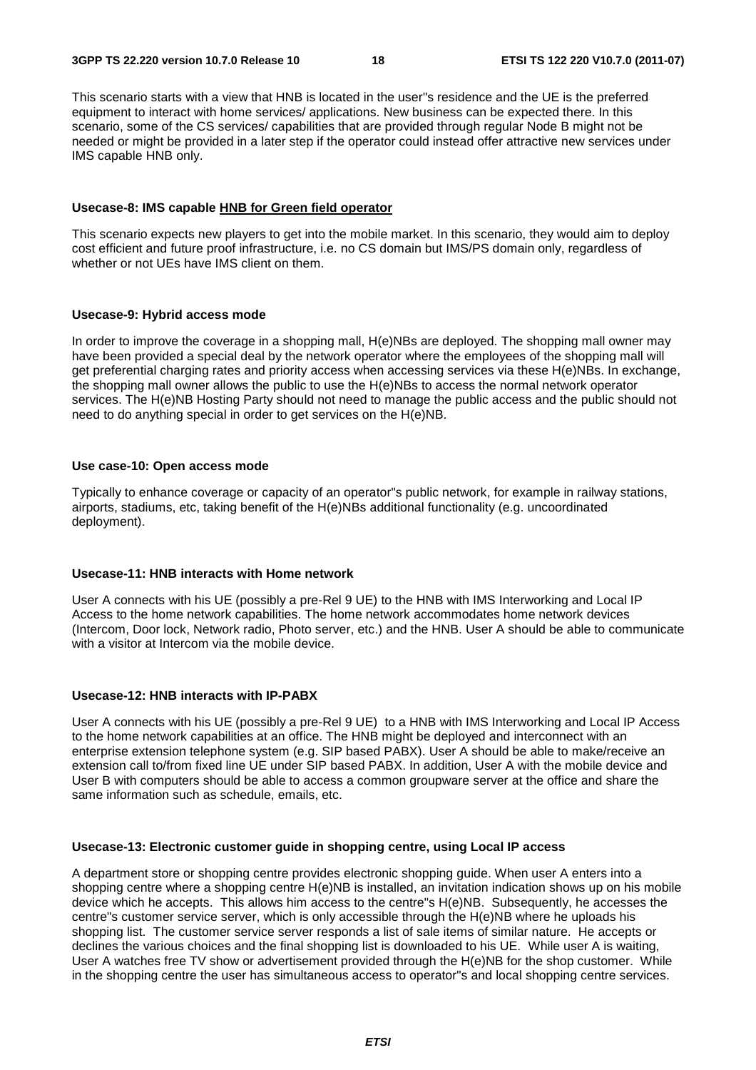This scenario starts with a view that HNB is located in the user''s residence and the UE is the preferred equipment to interact with home services/ applications. New business can be expected there. In this scenario, some of the CS services/ capabilities that are provided through regular Node B might not be needed or might be provided in a later step if the operator could instead offer attractive new services under IMS capable HNB only.

**Usecase-8: IMS capable HNB for Green field operator**

This scenario expects new players to get into the mobile market. In this scenario, they would aim to deploy cost efficient and future proof infrastructure, i.e. no CS domain but IMS/PS domain only, regardless of whether or not UEs have IMS client on them.

**Usecase-9: Hybrid access mode**

In order to improve the coverage in a shopping mall, H(e)NBs are deployed. The shopping mall owner may have been provided a special deal by the network operator where the employees of the shopping mall will get preferential charging rates and priority access when accessing services via these H(e)NBs. In exchange, the shopping mall owner allows the public to use the H(e)NBs to access the normal network operator services. The H(e)NB Hosting Party should not need to manage the public access and the public should not need to do anything special in order to get services on the H(e)NB.

**Use case-10: Open access mode**

Typically to enhance coverage or capacity of an operator''s public network, for example in railway stations, airports, stadiums, etc, taking benefit of the H(e)NBs additional functionality (e.g. uncoordinated deployment).

**Usecase-11: HNB interacts with Home network**

User A connects with his UE (possibly a pre-Rel 9 UE) to the HNB with IMS Interworking and Local IP Access to the home network capabilities. The home network accommodates home network devices (Intercom, Door lock, Network radio, Photo server, etc.) and the HNB. User A should be able to communicate with a visitor at Intercom via the mobile device.

**Usecase-12: HNB interacts with IP-PABX**

User A connects with his UE (possibly a pre-Rel 9 UE) to a HNB with IMS Interworking and Local IP Access to the home network capabilities at an office. The HNB might be deployed and interconnect with an enterprise extension telephone system (e.g. SIP based PABX). User A should be able to make/receive an extension call to/from fixed line UE under SIP based PABX. In addition, User A with the mobile device and User B with computers should be able to access a common groupware server at the office and share the same information such as schedule, emails, etc.

**Usecase-13: Electronic customer guide in shopping centre, using Local IP access**

A department store or shopping centre provides electronic shopping guide. When user A enters into a shopping centre where a shopping centre H(e)NB is installed, an invitation indication shows up on his mobile device which he accepts. This allows him access to the centre''s H(e)NB. Subsequently, he accesses the centre''s customer service server, which is only accessible through the H(e)NB where he uploads his shopping list. The customer service server responds a list of sale items of similar nature. He accepts or declines the various choices and the final shopping list is downloaded to his UE. While user A is waiting, User A watches free TV show or advertisement provided through the H(e)NB for the shop customer. While in the shopping centre the user has simultaneous access to operator''s and local shopping centre services.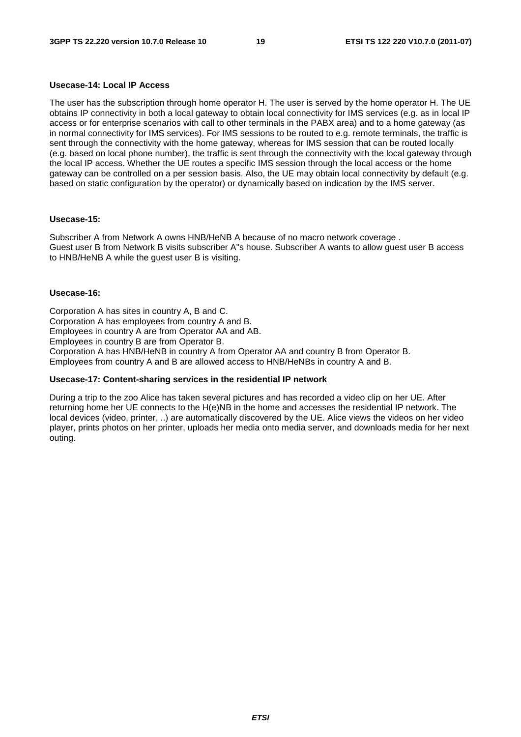**Usecase-14: Local IP Access**

The user has the subscription through home operator H. The user is served by the home operator H. The UE obtains IP connectivity in both a local gateway to obtain local connectivity for IMS services (e.g. as in local IP access or for enterprise scenarios with call to other terminals in the PABX area) and to a home gateway (as in normal connectivity for IMS services). For IMS sessions to be routed to e.g. remote terminals, the traffic is sent through the connectivity with the home gateway, whereas for IMS session that can be routed locally (e.g. based on local phone number), the traffic is sent through the connectivity with the local gateway through the local IP access. Whether the UE routes a specific IMS session through the local access or the home gateway can be controlled on a per session basis. Also, the UE may obtain local connectivity by default (e.g. based on static configuration by the operator) or dynamically based on indication by the IMS server.

**Usecase-15:**

Subscriber A from Network A owns HNB/HeNB A because of no macro network coverage .
Guest user B from Network B visits subscriber A"s house. Subscriber A wants to allow guest user B access to HNB/HeNB A while the guest user B is visiting.

**Usecase-16:**

Corporation A has sites in country A, B and C.
Corporation A has employees from country A and B.
Employees in country A are from Operator AA and AB.
Employees in country B are from Operator B.
Corporation A has HNB/HeNB in country A from Operator AA and country B from Operator B.
Employees from country A and B are allowed access to HNB/HeNBs in country A and B.

**Usecase-17: Content-sharing services in the residential IP network**

During a trip to the zoo Alice has taken several pictures and has recorded a video clip on her UE. After returning home her UE connects to the H(e)NB in the home and accesses the residential IP network. The local devices (video, printer, ..) are automatically discovered by the UE. Alice views the videos on her video player, prints photos on her printer, uploads her media onto media server, and downloads media for her next outing.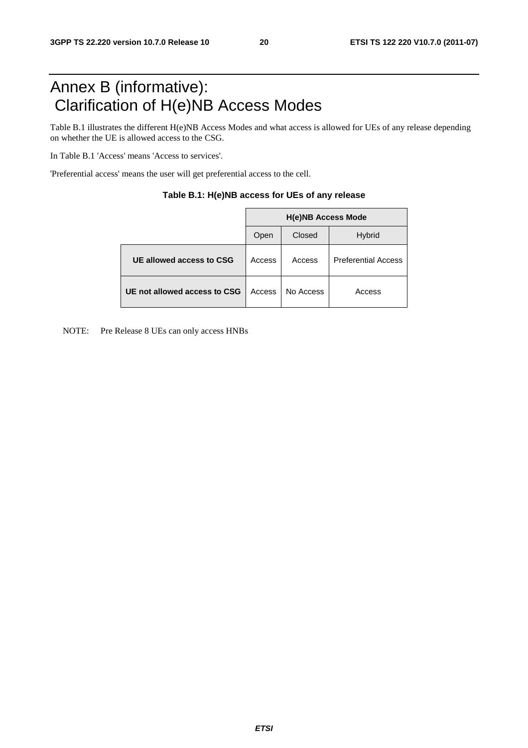# Annex B (informative): Clarification of H(e)NB Access Modes

Table B.1 illustrates the different H(e)NB Access Modes and what access is allowed for UEs of any release depending on whether the UE is allowed access to the CSG.

In Table B.1 'Access' means 'Access to services'.

'Preferential access' means the user will get preferential access to the cell.

**Table B.1: H(e)NB access for UEs of any release**

| | H(e)NB Access Mode | | |
|---|---|---|---|
| | Open | Closed | Hybrid |
| **UE allowed access to CSG** | Access | Access | Preferential Access |
| **UE not allowed access to CSG** | Access | No Access | Access |

NOTE: Pre Release 8 UEs can only access HNBs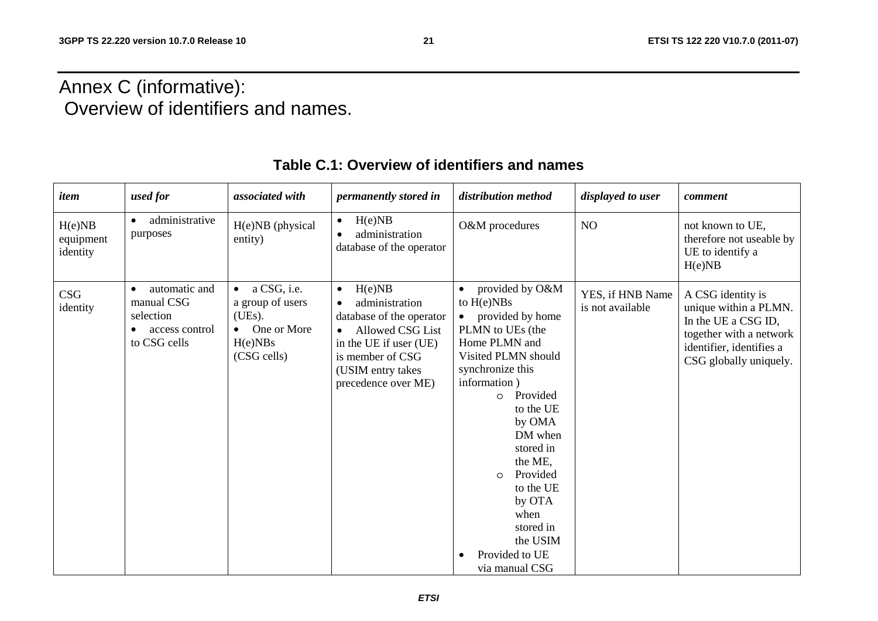# Annex C (informative): Overview of identifiers and names.

**Table C.1: Overview of identifiers and names**

| *item* | *used for* | *associated with* | *permanently stored in* | *distribution method* | *displayed to user* | *comment* |
|---|---|---|---|---|---|---|
| H(e)NB equipment identity | • administrative purposes | H(e)NB (physical entity) | • H(e)NB<br>• administration database of the operator | O&M procedures | NO | not known to UE, therefore not useable by UE to identify a H(e)NB |
| CSG identity | • automatic and manual CSG selection<br>• access control to CSG cells | • a CSG, i.e. a group of users (UEs).<br>• One or More H(e)NBs (CSG cells) | • H(e)NB<br>• administration database of the operator<br>• Allowed CSG List in the UE if user (UE) is member of CSG (USIM entry takes precedence over ME) | • provided by O&M to H(e)NBs<br>• provided by home PLMN to UEs (the Home PLMN and Visited PLMN should synchronize this information )<br>&nbsp;&nbsp;o Provided to the UE by OMA DM when stored in the ME,<br>&nbsp;&nbsp;o Provided to the UE by OTA when stored in the USIM<br>• Provided to UE via manual CSG | YES, if HNB Name is not available | A CSG identity is unique within a PLMN. In the UE a CSG ID, together with a network identifier, identifies a CSG globally uniquely. |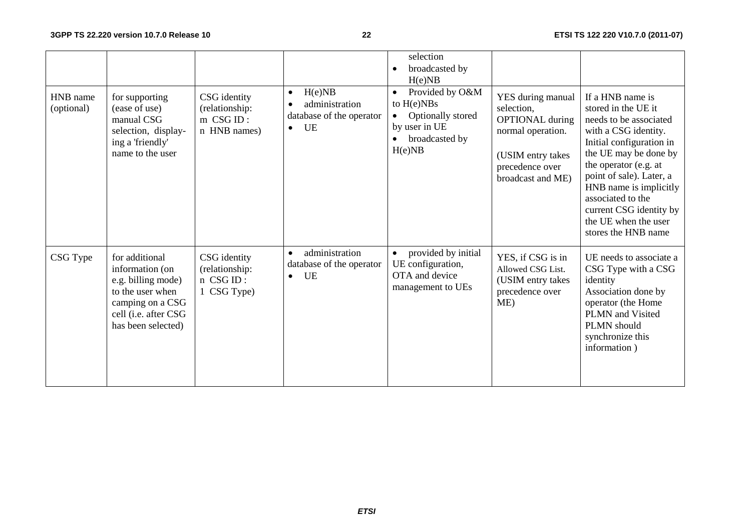| | | | | • selection<br>• broadcasted by H(e)NB | | |
|---|---|---|---|---|---|---|
| HNB name (optional) | for supporting (ease of use) manual CSG selection, display-ing a 'friendly' name to the user | CSG identity (relationship: m CSG ID : n HNB names) | • H(e)NB<br>• administration database of the operator<br>• UE | • Provided by O&M to H(e)NBs<br>• Optionally stored by user in UE<br>• broadcasted by H(e)NB | YES during manual selection, OPTIONAL during normal operation.<br><br>(USIM entry takes precedence over broadcast and ME) | If a HNB name is stored in the UE it needs to be associated with a CSG identity. Initial configuration in the UE may be done by the operator (e.g. at point of sale). Later, a HNB name is implicitly associated to the current CSG identity by the UE when the user stores the HNB name |
| CSG Type | for additional information (on e.g. billing mode) to the user when camping on a CSG cell (i.e. after CSG has been selected) | CSG identity (relationship: n CSG ID : 1 CSG Type) | • administration database of the operator<br>• UE | • provided by initial UE configuration, OTA and device management to UEs | YES, if CSG is in Allowed CSG List. (USIM entry takes precedence over ME) | UE needs to associate a CSG Type with a CSG identity<br>Association done by operator (the Home PLMN and Visited PLMN should synchronize this information ) |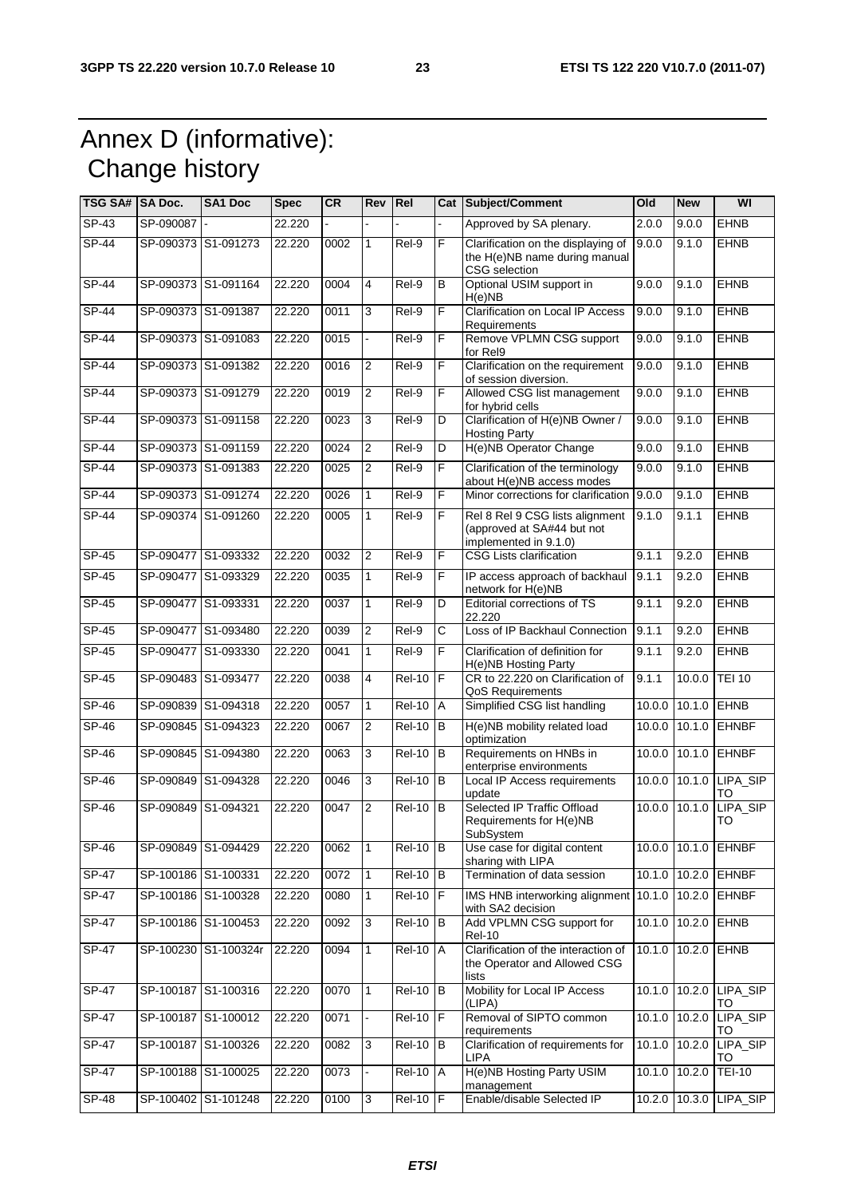# Annex D (informative): Change history

| TSG SA# | SA Doc. | SA1 Doc | Spec | CR | Rev | Rel | Cat | Subject/Comment | Old | New | WI |
|---|---|---|---|---|---|---|---|---|---|---|---|
| SP-43 | SP-090087 | - | 22.220 | - | - | - | - | Approved by SA plenary. | 2.0.0 | 9.0.0 | EHNB |
| SP-44 | SP-090373 | S1-091273 | 22.220 | 0002 | 1 | Rel-9 | F | Clarification on the displaying of the H(e)NB name during manual CSG selection | 9.0.0 | 9.1.0 | EHNB |
| SP-44 | SP-090373 | S1-091164 | 22.220 | 0004 | 4 | Rel-9 | B | Optional USIM support in H(e)NB | 9.0.0 | 9.1.0 | EHNB |
| SP-44 | SP-090373 | S1-091387 | 22.220 | 0011 | 3 | Rel-9 | F | Clarification on Local IP Access Requirements | 9.0.0 | 9.1.0 | EHNB |
| SP-44 | SP-090373 | S1-091083 | 22.220 | 0015 | - | Rel-9 | F | Remove VPLMN CSG support for Rel9 | 9.0.0 | 9.1.0 | EHNB |
| SP-44 | SP-090373 | S1-091382 | 22.220 | 0016 | 2 | Rel-9 | F | Clarification on the requirement of session diversion. | 9.0.0 | 9.1.0 | EHNB |
| SP-44 | SP-090373 | S1-091279 | 22.220 | 0019 | 2 | Rel-9 | F | Allowed CSG list management for hybrid cells | 9.0.0 | 9.1.0 | EHNB |
| SP-44 | SP-090373 | S1-091158 | 22.220 | 0023 | 3 | Rel-9 | D | Clarification of H(e)NB Owner / Hosting Party | 9.0.0 | 9.1.0 | EHNB |
| SP-44 | SP-090373 | S1-091159 | 22.220 | 0024 | 2 | Rel-9 | D | H(e)NB Operator Change | 9.0.0 | 9.1.0 | EHNB |
| SP-44 | SP-090373 | S1-091383 | 22.220 | 0025 | 2 | Rel-9 | F | Clarification of the terminology about H(e)NB access modes | 9.0.0 | 9.1.0 | EHNB |
| SP-44 | SP-090373 | S1-091274 | 22.220 | 0026 | 1 | Rel-9 | F | Minor corrections for clarification | 9.0.0 | 9.1.0 | EHNB |
| SP-44 | SP-090374 | S1-091260 | 22.220 | 0005 | 1 | Rel-9 | F | Rel 8 Rel 9 CSG lists alignment (approved at SA#44 but not implemented in 9.1.0) | 9.1.0 | 9.1.1 | EHNB |
| SP-45 | SP-090477 | S1-093332 | 22.220 | 0032 | 2 | Rel-9 | F | CSG Lists clarification | 9.1.1 | 9.2.0 | EHNB |
| SP-45 | SP-090477 | S1-093329 | 22.220 | 0035 | 1 | Rel-9 | F | IP access approach of backhaul network for H(e)NB | 9.1.1 | 9.2.0 | EHNB |
| SP-45 | SP-090477 | S1-093331 | 22.220 | 0037 | 1 | Rel-9 | D | Editorial corrections of TS 22.220 | 9.1.1 | 9.2.0 | EHNB |
| SP-45 | SP-090477 | S1-093480 | 22.220 | 0039 | 2 | Rel-9 | C | Loss of IP Backhaul Connection | 9.1.1 | 9.2.0 | EHNB |
| SP-45 | SP-090477 | S1-093330 | 22.220 | 0041 | 1 | Rel-9 | F | Clarification of definition for H(e)NB Hosting Party | 9.1.1 | 9.2.0 | EHNB |
| SP-45 | SP-090483 | S1-093477 | 22.220 | 0038 | 4 | Rel-10 | F | CR to 22.220 on Clarification of QoS Requirements | 9.1.1 | 10.0.0 | TEI 10 |
| SP-46 | SP-090839 | S1-094318 | 22.220 | 0057 | 1 | Rel-10 | A | Simplified CSG list handling | 10.0.0 | 10.1.0 | EHNB |
| SP-46 | SP-090845 | S1-094323 | 22.220 | 0067 | 2 | Rel-10 | B | H(e)NB mobility related load optimization | 10.0.0 | 10.1.0 | EHNBF |
| SP-46 | SP-090845 | S1-094380 | 22.220 | 0063 | 3 | Rel-10 | B | Requirements on HNBs in enterprise environments | 10.0.0 | 10.1.0 | EHNBF |
| SP-46 | SP-090849 | S1-094328 | 22.220 | 0046 | 3 | Rel-10 | B | Local IP Access requirements update | 10.0.0 | 10.1.0 | LIPA_SIPTO |
| SP-46 | SP-090849 | S1-094321 | 22.220 | 0047 | 2 | Rel-10 | B | Selected IP Traffic Offload Requirements for H(e)NB SubSystem | 10.0.0 | 10.1.0 | LIPA_SIPTO |
| SP-46 | SP-090849 | S1-094429 | 22.220 | 0062 | 1 | Rel-10 | B | Use case for digital content sharing with LIPA | 10.0.0 | 10.1.0 | EHNBF |
| SP-47 | SP-100186 | S1-100331 | 22.220 | 0072 | 1 | Rel-10 | B | Termination of data session | 10.1.0 | 10.2.0 | EHNBF |
| SP-47 | SP-100186 | S1-100328 | 22.220 | 0080 | 1 | Rel-10 | F | IMS HNB interworking alignment with SA2 decision | 10.1.0 | 10.2.0 | EHNBF |
| SP-47 | SP-100186 | S1-100453 | 22.220 | 0092 | 3 | Rel-10 | B | Add VPLMN CSG support for Rel-10 | 10.1.0 | 10.2.0 | EHNB |
| SP-47 | SP-100230 | S1-100324r | 22.220 | 0094 | 1 | Rel-10 | A | Clarification of the interaction of the Operator and Allowed CSG lists | 10.1.0 | 10.2.0 | EHNB |
| SP-47 | SP-100187 | S1-100316 | 22.220 | 0070 | 1 | Rel-10 | B | Mobility for Local IP Access (LIPA) | 10.1.0 | 10.2.0 | LIPA_SIPTO |
| SP-47 | SP-100187 | S1-100012 | 22.220 | 0071 | - | Rel-10 | F | Removal of SIPTO common requirements | 10.1.0 | 10.2.0 | LIPA_SIPTO |
| SP-47 | SP-100187 | S1-100326 | 22.220 | 0082 | 3 | Rel-10 | B | Clarification of requirements for LIPA | 10.1.0 | 10.2.0 | LIPA_SIPTO |
| SP-47 | SP-100188 | S1-100025 | 22.220 | 0073 | - | Rel-10 | A | H(e)NB Hosting Party USIM management | 10.1.0 | 10.2.0 | TEI-10 |
| SP-48 | SP-100402 | S1-101248 | 22.220 | 0100 | 3 | Rel-10 | F | Enable/disable Selected IP | 10.2.0 | 10.3.0 | LIPA_SIP |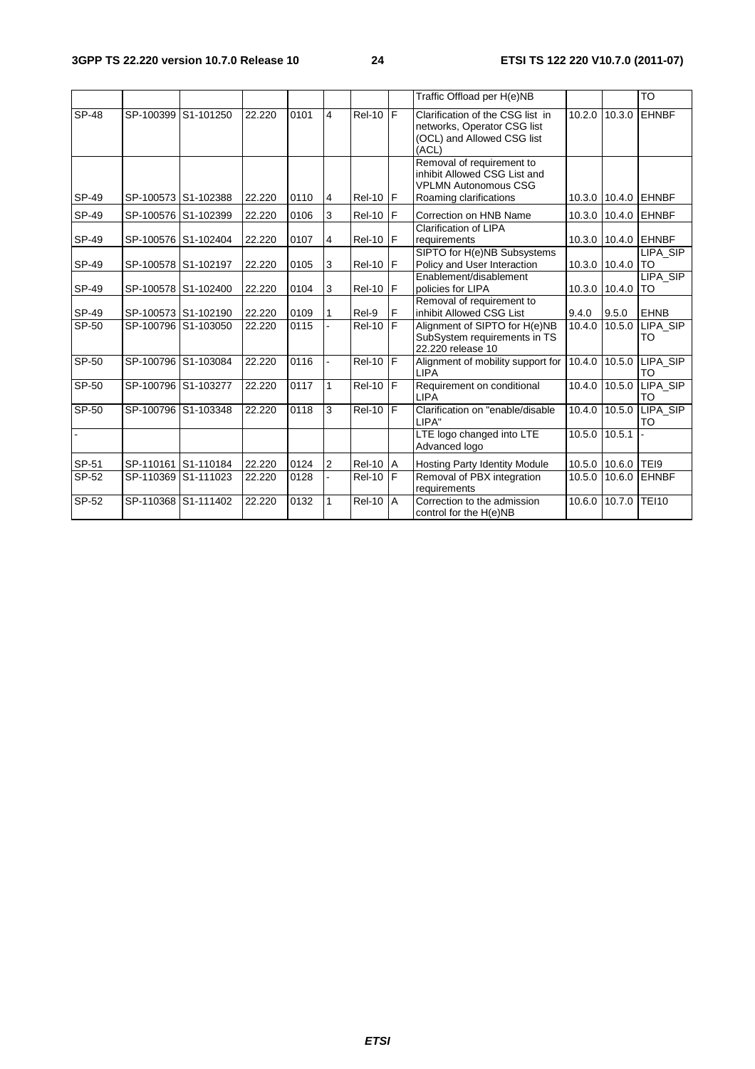|  |  |  |  |  |  |  |  | Traffic Offload per H(e)NB |  |  | TO |
|---|---|---|---|---|---|---|---|---|---|---|---|
| SP-48 | SP-100399 | S1-101250 | 22.220 | 0101 | 4 | Rel-10 | F | Clarification of the CSG list in networks, Operator CSG list (OCL) and Allowed CSG list (ACL) | 10.2.0 | 10.3.0 | EHNBF |
| SP-49 | SP-100573 | S1-102388 | 22.220 | 0110 | 4 | Rel-10 | F | Removal of requirement to inhibit Allowed CSG List and VPLMN Autonomous CSG Roaming clarifications | 10.3.0 | 10.4.0 | EHNBF |
| SP-49 | SP-100576 | S1-102399 | 22.220 | 0106 | 3 | Rel-10 | F | Correction on HNB Name | 10.3.0 | 10.4.0 | EHNBF |
| SP-49 | SP-100576 | S1-102404 | 22.220 | 0107 | 4 | Rel-10 | F | Clarification of LIPA requirements | 10.3.0 | 10.4.0 | EHNBF |
| SP-49 | SP-100578 | S1-102197 | 22.220 | 0105 | 3 | Rel-10 | F | SIPTO for H(e)NB Subsystems Policy and User Interaction | 10.3.0 | 10.4.0 | LIPA_SIPTO |
| SP-49 | SP-100578 | S1-102400 | 22.220 | 0104 | 3 | Rel-10 | F | Enablement/disablement policies for LIPA | 10.3.0 | 10.4.0 | LIPA_SIPTO |
| SP-49 | SP-100573 | S1-102190 | 22.220 | 0109 | 1 | Rel-9 | F | Removal of requirement to inhibit Allowed CSG List | 9.4.0 | 9.5.0 | EHNB |
| SP-50 | SP-100796 | S1-103050 | 22.220 | 0115 | - | Rel-10 | F | Alignment of SIPTO for H(e)NB SubSystem requirements in TS 22.220 release 10 | 10.4.0 | 10.5.0 | LIPA_SIPTO |
| SP-50 | SP-100796 | S1-103084 | 22.220 | 0116 | - | Rel-10 | F | Alignment of mobility support for LIPA | 10.4.0 | 10.5.0 | LIPA_SIPTO |
| SP-50 | SP-100796 | S1-103277 | 22.220 | 0117 | 1 | Rel-10 | F | Requirement on conditional LIPA | 10.4.0 | 10.5.0 | LIPA_SIPTO |
| SP-50 | SP-100796 | S1-103348 | 22.220 | 0118 | 3 | Rel-10 | F | Clarification on "enable/disable LIPA" | 10.4.0 | 10.5.0 | LIPA_SIPTO |
| - |  |  |  |  |  |  |  | LTE logo changed into LTE Advanced logo | 10.5.0 | 10.5.1 | - |
| SP-51 | SP-110161 | S1-110184 | 22.220 | 0124 | 2 | Rel-10 | A | Hosting Party Identity Module | 10.5.0 | 10.6.0 | TEI9 |
| SP-52 | SP-110369 | S1-111023 | 22.220 | 0128 | - | Rel-10 | F | Removal of PBX integration requirements | 10.5.0 | 10.6.0 | EHNBF |
| SP-52 | SP-110368 | S1-111402 | 22.220 | 0132 | 1 | Rel-10 | A | Correction to the admission control for the H(e)NB | 10.6.0 | 10.7.0 | TEI10 |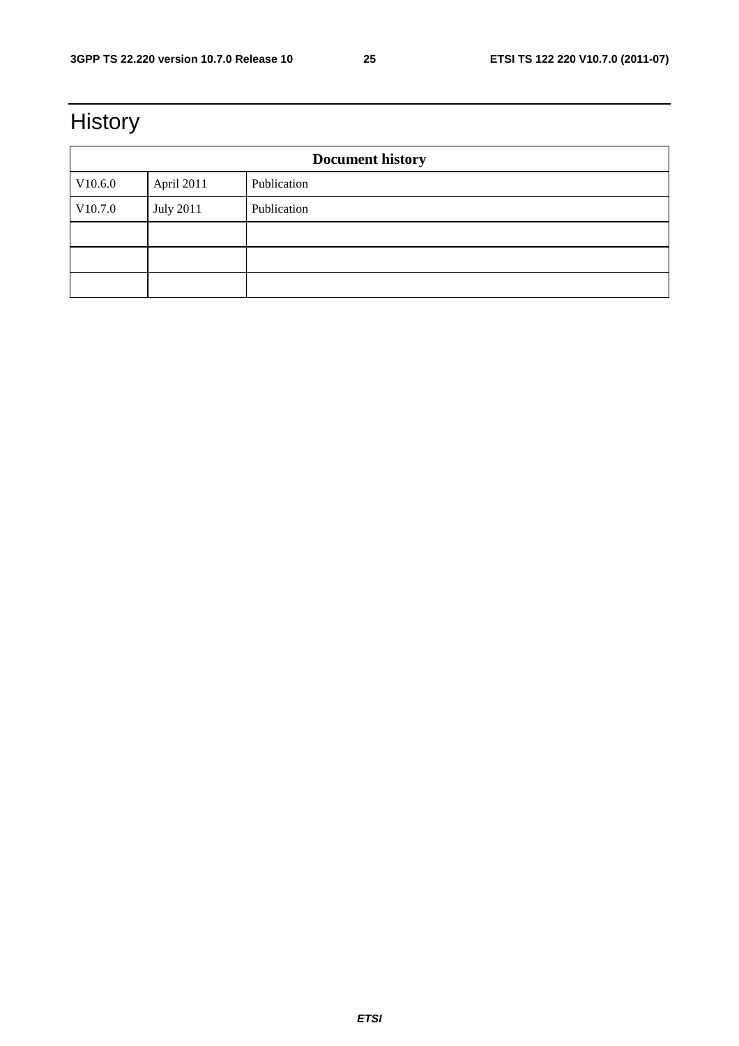# History

| Document history | | |
|---|---|---|
| V10.6.0 | April 2011 | Publication |
| V10.7.0 | July 2011 | Publication |
| | | |
| | | |
| | | |